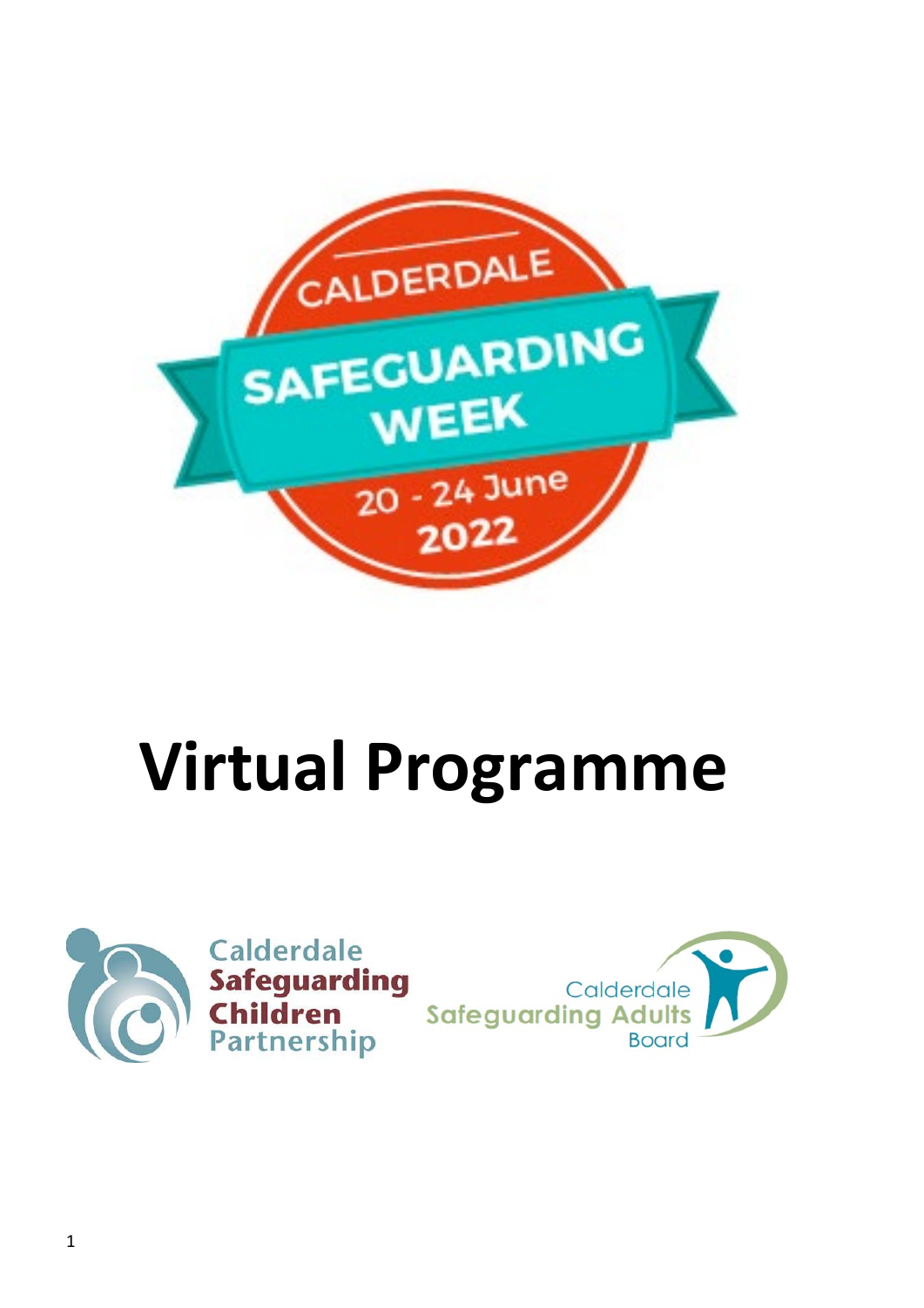CALDERDALE

SAFEGUARDING WEEK

20 - 24 June 2022

# Virtual Programme

Calderdale Safeguarding Children Partnership

Calderdale Safeguarding Adults Board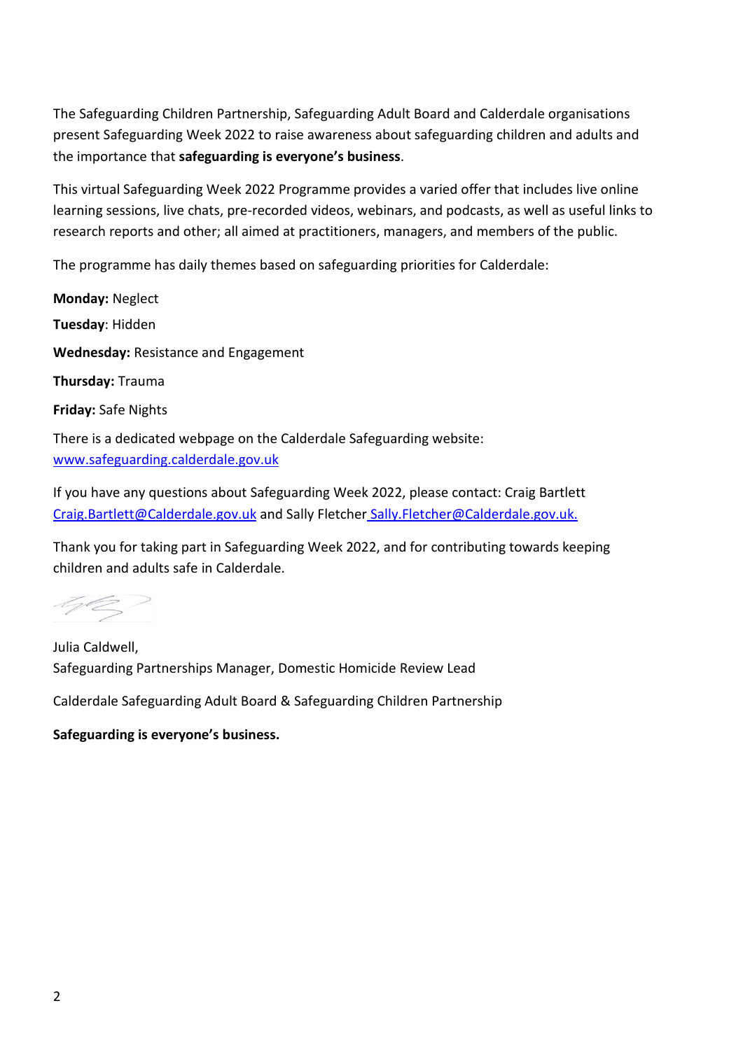The Safeguarding Children Partnership, Safeguarding Adult Board and Calderdale organisations present Safeguarding Week 2022 to raise awareness about safeguarding children and adults and the importance that **safeguarding is everyone's business**.

This virtual Safeguarding Week 2022 Programme provides a varied offer that includes live online learning sessions, live chats, pre-recorded videos, webinars, and podcasts, as well as useful links to research reports and other; all aimed at practitioners, managers, and members of the public.

The programme has daily themes based on safeguarding priorities for Calderdale:

**Monday:** Neglect

**Tuesday**: Hidden

**Wednesday:** Resistance and Engagement

**Thursday:** Trauma

**Friday:** Safe Nights

There is a dedicated webpage on the Calderdale Safeguarding website: www.safeguarding.calderdale.gov.uk

If you have any questions about Safeguarding Week 2022, please contact: Craig Bartlett Craig.Bartlett@Calderdale.gov.uk and Sally Fletcher Sally.Fletcher@Calderdale.gov.uk.

Thank you for taking part in Safeguarding Week 2022, and for contributing towards keeping children and adults safe in Calderdale.

Julia Caldwell,
Safeguarding Partnerships Manager, Domestic Homicide Review Lead

Calderdale Safeguarding Adult Board & Safeguarding Children Partnership

**Safeguarding is everyone's business.**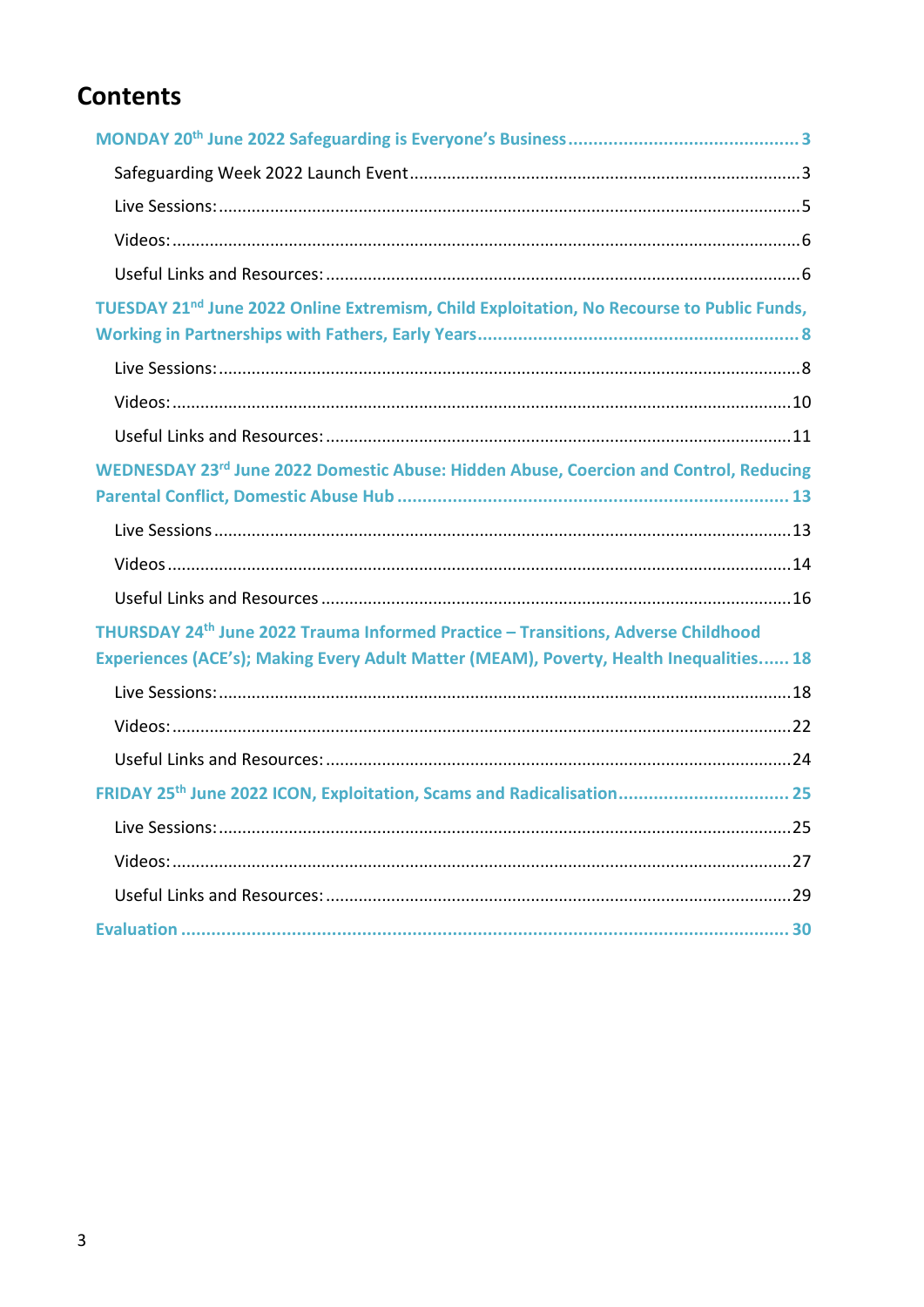# Contents

MONDAY 20th June 2022 Safeguarding is Everyone's Business ............................................. 3

- Safeguarding Week 2022 Launch Event ........................................................................ 3
- Live Sessions: ................................................................................................................ 5
- Videos: .......................................................................................................................... 6
- Useful Links and Resources: ......................................................................................... 6

TUESDAY 21st June 2022 Online Extremism, Child Exploitation, No Recourse to Public Funds, Working in Partnerships with Fathers, Early Years ................................................................ 8

- Live Sessions: ................................................................................................................ 8
- Videos: ........................................................................................................................ 10
- Useful Links and Resources: ....................................................................................... 11

WEDNESDAY 23rd June 2022 Domestic Abuse: Hidden Abuse, Coercion and Control, Reducing Parental Conflict, Domestic Abuse Hub ........................................................................... 13

- Live Sessions ............................................................................................................... 13
- Videos ......................................................................................................................... 14
- Useful Links and Resources ......................................................................................... 16

THURSDAY 24th June 2022 Trauma Informed Practice – Transitions, Adverse Childhood Experiences (ACE's); Making Every Adult Matter (MEAM), Poverty, Health Inequalities...... 18

- Live Sessions: .............................................................................................................. 18
- Videos: ........................................................................................................................ 22
- Useful Links and Resources: ....................................................................................... 24

FRIDAY 25th June 2022 ICON, Exploitation, Scams and Radicalisation ................................. 25

- Live Sessions: .............................................................................................................. 25
- Videos: ........................................................................................................................ 27
- Useful Links and Resources: ....................................................................................... 29

Evaluation ......................................................................................................................... 30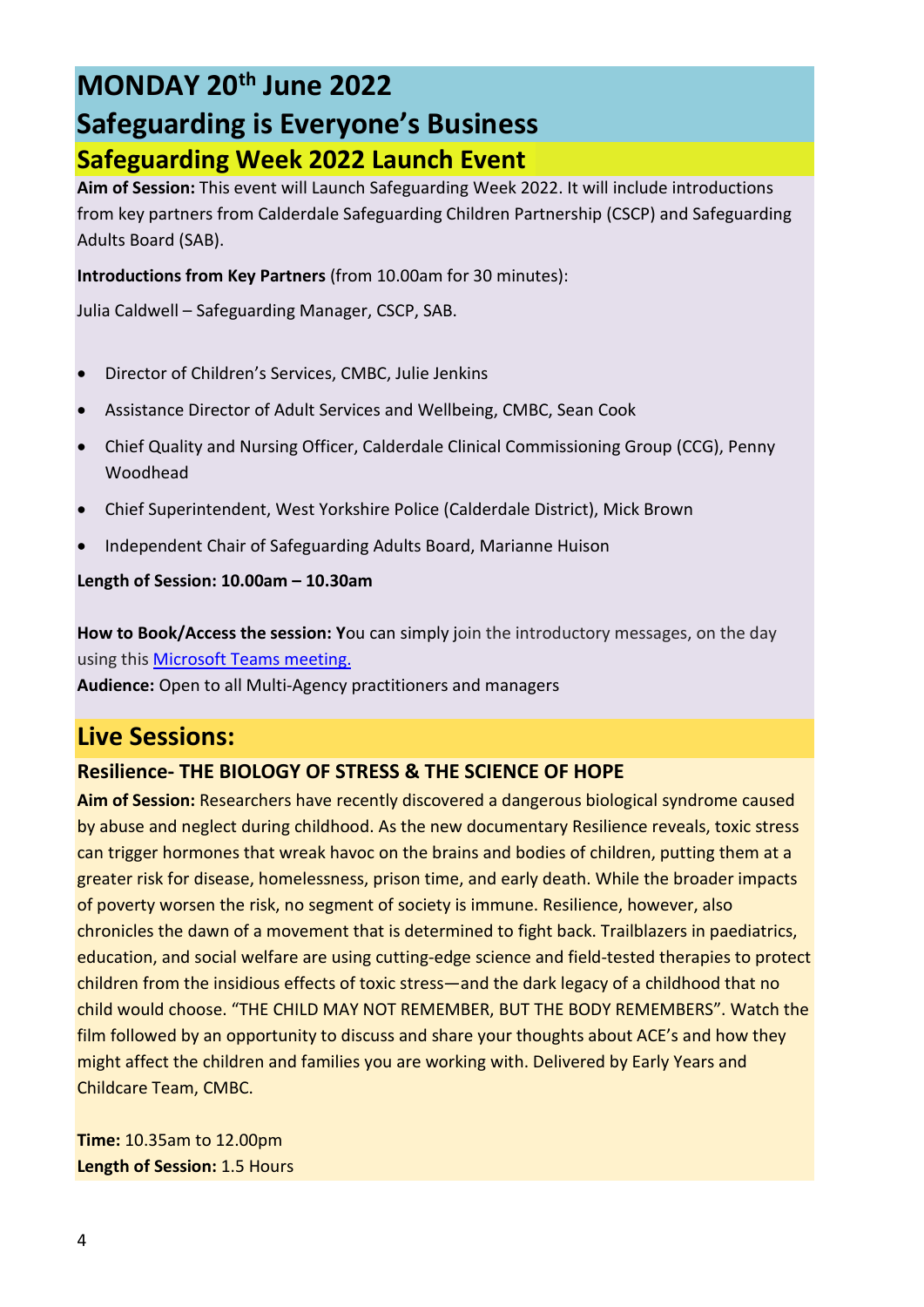# MONDAY 20th June 2022

## Safeguarding is Everyone's Business

## Safeguarding Week 2022 Launch Event

**Aim of Session:** This event will Launch Safeguarding Week 2022. It will include introductions from key partners from Calderdale Safeguarding Children Partnership (CSCP) and Safeguarding Adults Board (SAB).

**Introductions from Key Partners** (from 10.00am for 30 minutes):

Julia Caldwell – Safeguarding Manager, CSCP, SAB.

- Director of Children's Services, CMBC, Julie Jenkins
- Assistance Director of Adult Services and Wellbeing, CMBC, Sean Cook
- Chief Quality and Nursing Officer, Calderdale Clinical Commissioning Group (CCG), Penny Woodhead
- Chief Superintendent, West Yorkshire Police (Calderdale District), Mick Brown
- Independent Chair of Safeguarding Adults Board, Marianne Huison

**Length of Session: 10.00am – 10.30am**

**How to Book/Access the session: Y**ou can simply join the introductory messages, on the day using this Microsoft Teams meeting.
**Audience:** Open to all Multi-Agency practitioners and managers

## Live Sessions:

### Resilience- THE BIOLOGY OF STRESS & THE SCIENCE OF HOPE

**Aim of Session:** Researchers have recently discovered a dangerous biological syndrome caused by abuse and neglect during childhood. As the new documentary Resilience reveals, toxic stress can trigger hormones that wreak havoc on the brains and bodies of children, putting them at a greater risk for disease, homelessness, prison time, and early death. While the broader impacts of poverty worsen the risk, no segment of society is immune. Resilience, however, also chronicles the dawn of a movement that is determined to fight back. Trailblazers in paediatrics, education, and social welfare are using cutting-edge science and field-tested therapies to protect children from the insidious effects of toxic stress—and the dark legacy of a childhood that no child would choose. "THE CHILD MAY NOT REMEMBER, BUT THE BODY REMEMBERS". Watch the film followed by an opportunity to discuss and share your thoughts about ACE's and how they might affect the children and families you are working with. Delivered by Early Years and Childcare Team, CMBC.

**Time:** 10.35am to 12.00pm
**Length of Session:** 1.5 Hours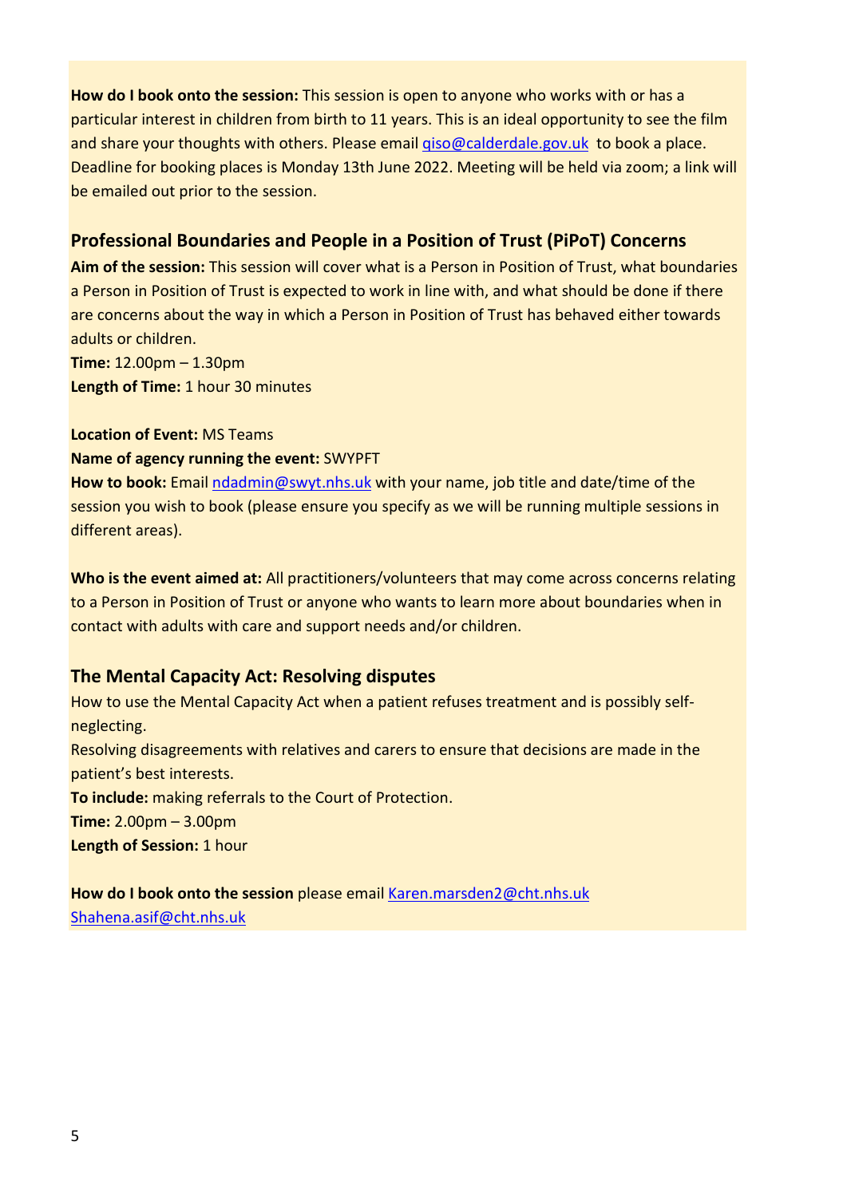**How do I book onto the session:** This session is open to anyone who works with or has a particular interest in children from birth to 11 years. This is an ideal opportunity to see the film and share your thoughts with others. Please email qiso@calderdale.gov.uk to book a place. Deadline for booking places is Monday 13th June 2022. Meeting will be held via zoom; a link will be emailed out prior to the session.

## Professional Boundaries and People in a Position of Trust (PiPoT) Concerns

**Aim of the session:** This session will cover what is a Person in Position of Trust, what boundaries a Person in Position of Trust is expected to work in line with, and what should be done if there are concerns about the way in which a Person in Position of Trust has behaved either towards adults or children.

**Time:** 12.00pm – 1.30pm

**Length of Time:** 1 hour 30 minutes

**Location of Event:** MS Teams

**Name of agency running the event:** SWYPFT

**How to book:** Email ndadmin@swyt.nhs.uk with your name, job title and date/time of the session you wish to book (please ensure you specify as we will be running multiple sessions in different areas).

**Who is the event aimed at:** All practitioners/volunteers that may come across concerns relating to a Person in Position of Trust or anyone who wants to learn more about boundaries when in contact with adults with care and support needs and/or children.

## The Mental Capacity Act: Resolving disputes

How to use the Mental Capacity Act when a patient refuses treatment and is possibly self-neglecting.

Resolving disagreements with relatives and carers to ensure that decisions are made in the patient's best interests.

**To include:** making referrals to the Court of Protection.

**Time:** 2.00pm – 3.00pm

**Length of Session:** 1 hour

**How do I book onto the session** please email Karen.marsden2@cht.nhs.uk Shahena.asif@cht.nhs.uk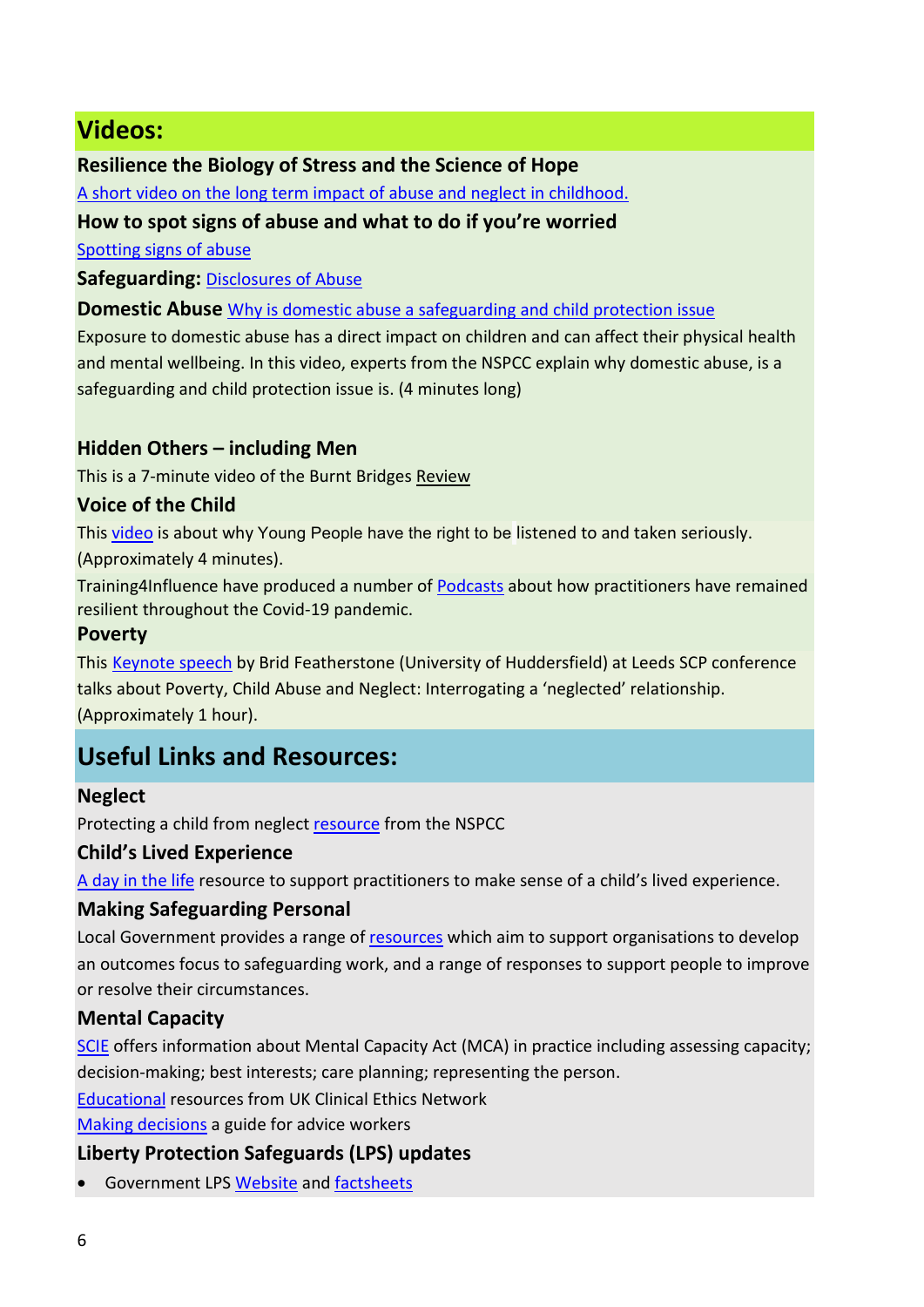## Videos:

### Resilience the Biology of Stress and the Science of Hope

A short video on the long term impact of abuse and neglect in childhood.

### How to spot signs of abuse and what to do if you're worried

Spotting signs of abuse

**Safeguarding:** Disclosures of Abuse

**Domestic Abuse** Why is domestic abuse a safeguarding and child protection issue

Exposure to domestic abuse has a direct impact on children and can affect their physical health and mental wellbeing. In this video, experts from the NSPCC explain why domestic abuse, is a safeguarding and child protection issue is. (4 minutes long)

### Hidden Others – including Men

This is a 7-minute video of the Burnt Bridges Review

### Voice of the Child

This video is about why Young People have the right to be listened to and taken seriously. (Approximately 4 minutes).

Training4Influence have produced a number of Podcasts about how practitioners have remained resilient throughout the Covid-19 pandemic.

### Poverty

This Keynote speech by Brid Featherstone (University of Huddersfield) at Leeds SCP conference talks about Poverty, Child Abuse and Neglect: Interrogating a 'neglected' relationship. (Approximately 1 hour).

## Useful Links and Resources:

### Neglect

Protecting a child from neglect resource from the NSPCC

### Child's Lived Experience

A day in the life resource to support practitioners to make sense of a child's lived experience.

### Making Safeguarding Personal

Local Government provides a range of resources which aim to support organisations to develop an outcomes focus to safeguarding work, and a range of responses to support people to improve or resolve their circumstances.

### Mental Capacity

SCIE offers information about Mental Capacity Act (MCA) in practice including assessing capacity; decision-making; best interests; care planning; representing the person.

Educational resources from UK Clinical Ethics Network

Making decisions a guide for advice workers

### Liberty Protection Safeguards (LPS) updates

- Government LPS Website and factsheets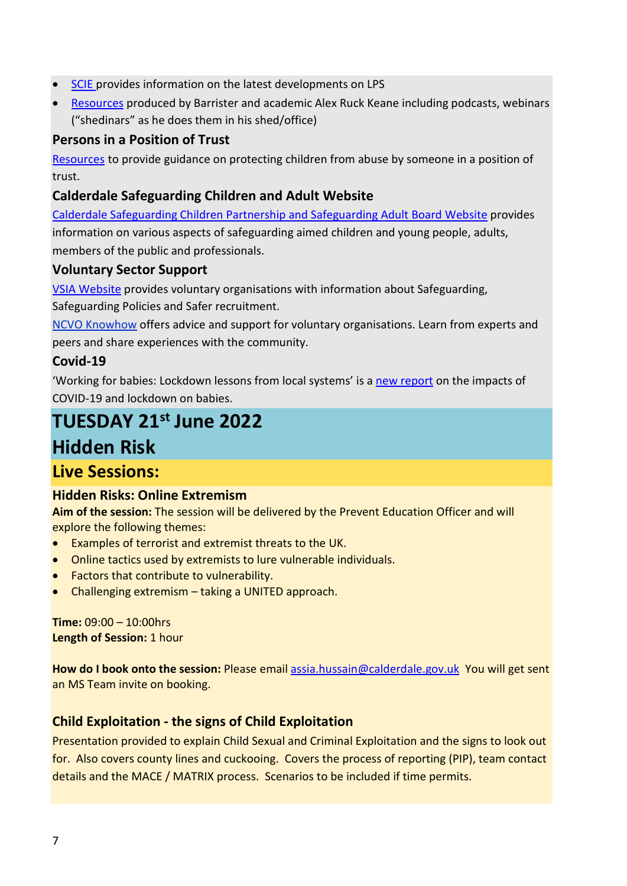- SCIE provides information on the latest developments on LPS
- Resources produced by Barrister and academic Alex Ruck Keane including podcasts, webinars ("shedinars" as he does them in his shed/office)

### Persons in a Position of Trust

Resources to provide guidance on protecting children from abuse by someone in a position of trust.

### Calderdale Safeguarding Children and Adult Website

Calderdale Safeguarding Children Partnership and Safeguarding Adult Board Website provides information on various aspects of safeguarding aimed children and young people, adults, members of the public and professionals.

### Voluntary Sector Support

VSIA Website provides voluntary organisations with information about Safeguarding, Safeguarding Policies and Safer recruitment.

NCVO Knowhow offers advice and support for voluntary organisations. Learn from experts and peers and share experiences with the community.

### Covid-19

'Working for babies: Lockdown lessons from local systems' is a new report on the impacts of COVID-19 and lockdown on babies.

# TUESDAY 21st June 2022
# Hidden Risk

## Live Sessions:

### Hidden Risks: Online Extremism

**Aim of the session:** The session will be delivered by the Prevent Education Officer and will explore the following themes:

- Examples of terrorist and extremist threats to the UK.
- Online tactics used by extremists to lure vulnerable individuals.
- Factors that contribute to vulnerability.
- Challenging extremism – taking a UNITED approach.

**Time:** 09:00 – 10:00hrs
**Length of Session:** 1 hour

**How do I book onto the session:** Please email assia.hussain@calderdale.gov.uk You will get sent an MS Team invite on booking.

### Child Exploitation - the signs of Child Exploitation

Presentation provided to explain Child Sexual and Criminal Exploitation and the signs to look out for. Also covers county lines and cuckooing. Covers the process of reporting (PIP), team contact details and the MACE / MATRIX process. Scenarios to be included if time permits.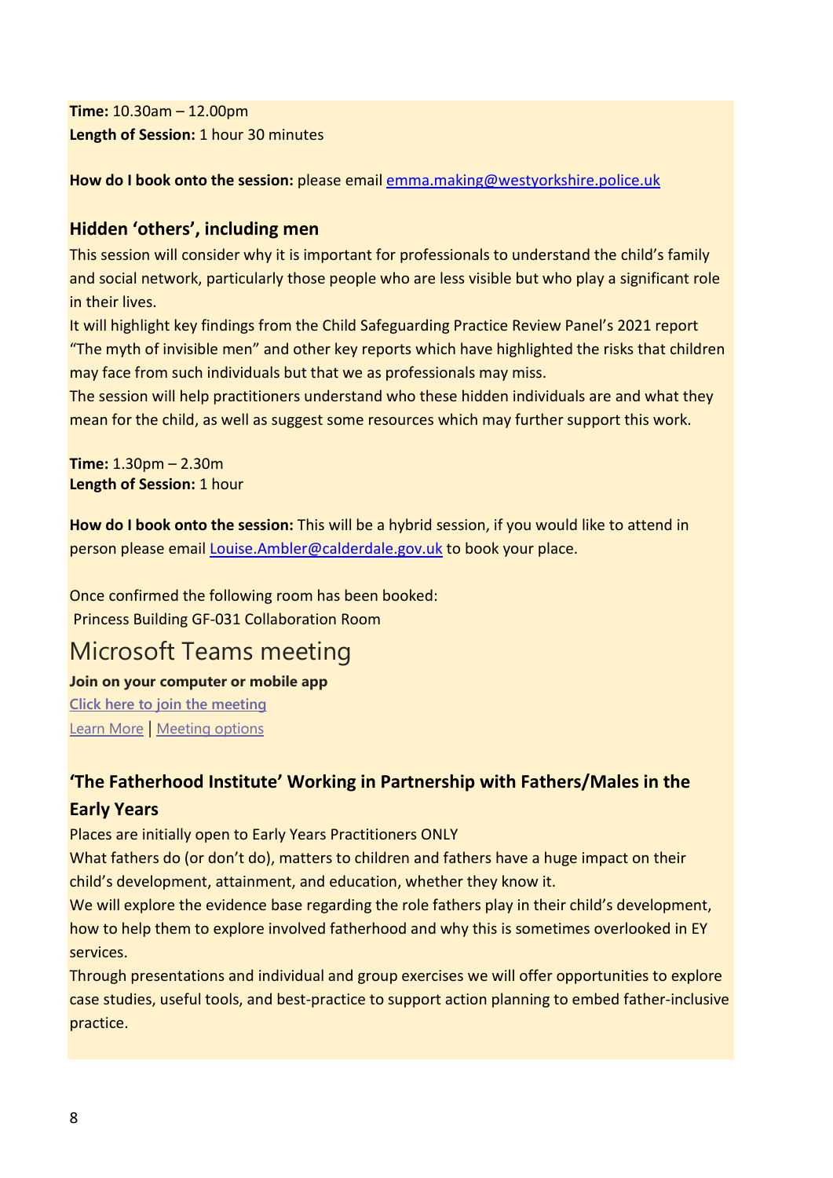**Time:** 10.30am – 12.00pm
**Length of Session:** 1 hour 30 minutes

**How do I book onto the session:** please email emma.making@westyorkshire.police.uk

### Hidden 'others', including men

This session will consider why it is important for professionals to understand the child's family and social network, particularly those people who are less visible but who play a significant role in their lives.
It will highlight key findings from the Child Safeguarding Practice Review Panel's 2021 report "The myth of invisible men" and other key reports which have highlighted the risks that children may face from such individuals but that we as professionals may miss.
The session will help practitioners understand who these hidden individuals are and what they mean for the child, as well as suggest some resources which may further support this work.

**Time:** 1.30pm – 2.30m
**Length of Session:** 1 hour

**How do I book onto the session:** This will be a hybrid session, if you would like to attend in person please email Louise.Ambler@calderdale.gov.uk to book your place.

Once confirmed the following room has been booked:
Princess Building GF-031 Collaboration Room

## Microsoft Teams meeting

**Join on your computer or mobile app**
Click here to join the meeting
Learn More | Meeting options

### 'The Fatherhood Institute' Working in Partnership with Fathers/Males in the Early Years

Places are initially open to Early Years Practitioners ONLY
What fathers do (or don't do), matters to children and fathers have a huge impact on their child's development, attainment, and education, whether they know it.
We will explore the evidence base regarding the role fathers play in their child's development, how to help them to explore involved fatherhood and why this is sometimes overlooked in EY services.
Through presentations and individual and group exercises we will offer opportunities to explore case studies, useful tools, and best-practice to support action planning to embed father-inclusive practice.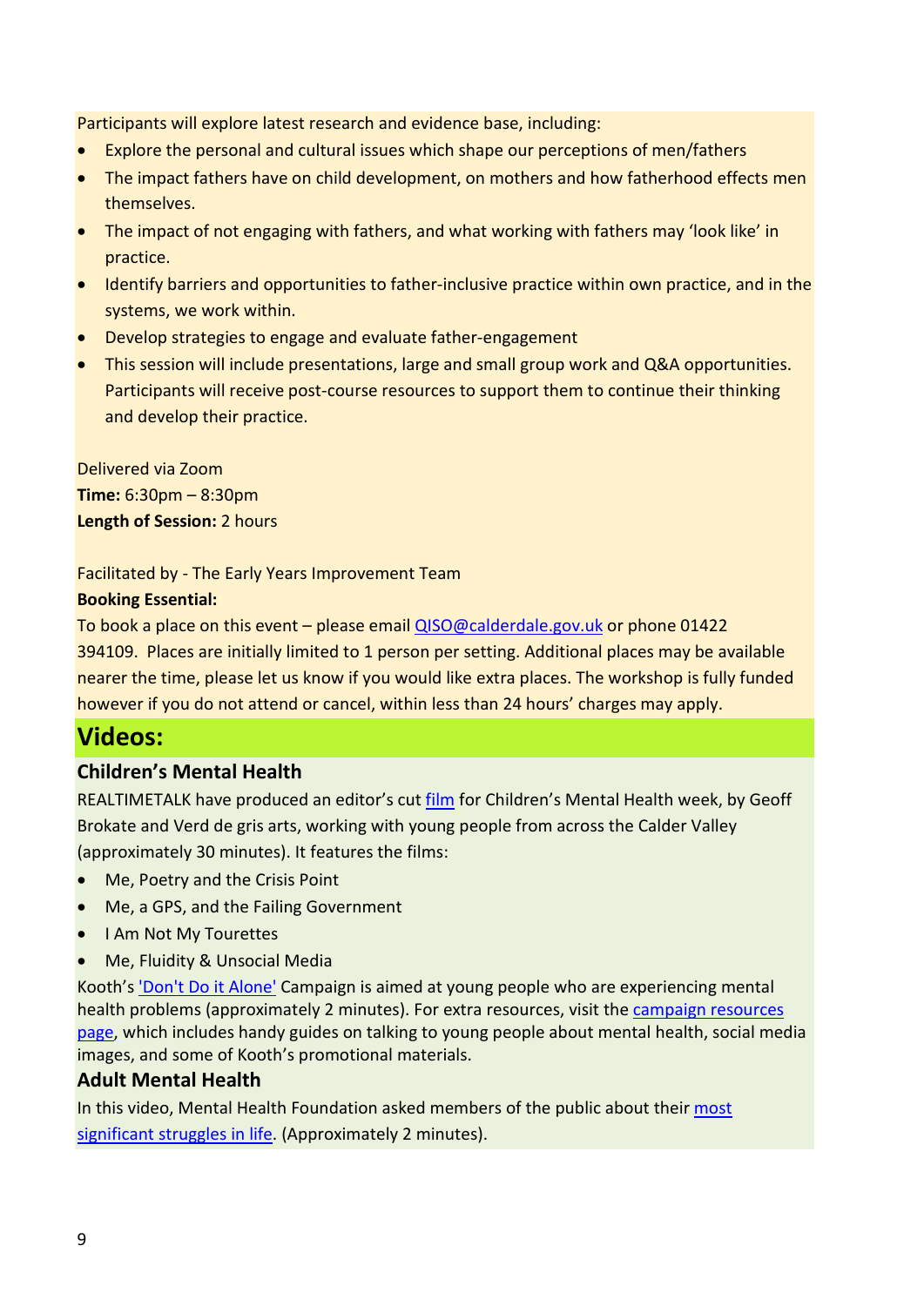Participants will explore latest research and evidence base, including:

- Explore the personal and cultural issues which shape our perceptions of men/fathers
- The impact fathers have on child development, on mothers and how fatherhood effects men themselves.
- The impact of not engaging with fathers, and what working with fathers may 'look like' in practice.
- Identify barriers and opportunities to father-inclusive practice within own practice, and in the systems, we work within.
- Develop strategies to engage and evaluate father-engagement
- This session will include presentations, large and small group work and Q&A opportunities. Participants will receive post-course resources to support them to continue their thinking and develop their practice.

Delivered via Zoom
**Time:** 6:30pm – 8:30pm
**Length of Session:** 2 hours

Facilitated by - The Early Years Improvement Team
**Booking Essential:**
To book a place on this event – please email QISO@calderdale.gov.uk or phone 01422 394109. Places are initially limited to 1 person per setting. Additional places may be available nearer the time, please let us know if you would like extra places. The workshop is fully funded however if you do not attend or cancel, within less than 24 hours' charges may apply.

## Videos:

### Children's Mental Health

REALTIMETALK have produced an editor's cut film for Children's Mental Health week, by Geoff Brokate and Verd de gris arts, working with young people from across the Calder Valley (approximately 30 minutes). It features the films:

- Me, Poetry and the Crisis Point
- Me, a GPS, and the Failing Government
- I Am Not My Tourettes
- Me, Fluidity & Unsocial Media

Kooth's 'Don't Do it Alone' Campaign is aimed at young people who are experiencing mental health problems (approximately 2 minutes). For extra resources, visit the campaign resources page, which includes handy guides on talking to young people about mental health, social media images, and some of Kooth's promotional materials.

### Adult Mental Health

In this video, Mental Health Foundation asked members of the public about their most significant struggles in life. (Approximately 2 minutes).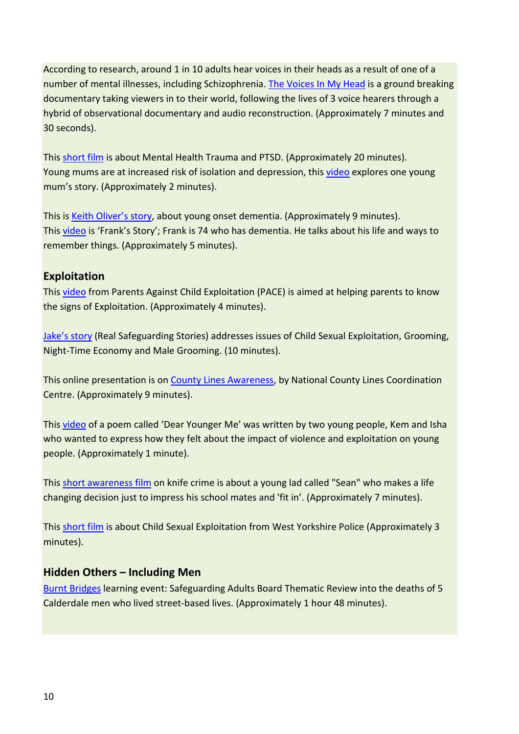According to research, around 1 in 10 adults hear voices in their heads as a result of one of a number of mental illnesses, including Schizophrenia. The Voices In My Head is a ground breaking documentary taking viewers in to their world, following the lives of 3 voice hearers through a hybrid of observational documentary and audio reconstruction. (Approximately 7 minutes and 30 seconds).

This short film is about Mental Health Trauma and PTSD. (Approximately 20 minutes).
Young mums are at increased risk of isolation and depression, this video explores one young mum's story. (Approximately 2 minutes).

This is Keith Oliver's story, about young onset dementia. (Approximately 9 minutes).
This video is 'Frank's Story'; Frank is 74 who has dementia. He talks about his life and ways to remember things. (Approximately 5 minutes).

### Exploitation

This video from Parents Against Child Exploitation (PACE) is aimed at helping parents to know the signs of Exploitation. (Approximately 4 minutes).

Jake's story (Real Safeguarding Stories) addresses issues of Child Sexual Exploitation, Grooming, Night-Time Economy and Male Grooming. (10 minutes).

This online presentation is on County Lines Awareness, by National County Lines Coordination Centre. (Approximately 9 minutes).

This video of a poem called 'Dear Younger Me' was written by two young people, Kem and Isha who wanted to express how they felt about the impact of violence and exploitation on young people. (Approximately 1 minute).

This short awareness film on knife crime is about a young lad called "Sean" who makes a life changing decision just to impress his school mates and 'fit in'. (Approximately 7 minutes).

This short film is about Child Sexual Exploitation from West Yorkshire Police (Approximately 3 minutes).

### Hidden Others – Including Men

Burnt Bridges learning event: Safeguarding Adults Board Thematic Review into the deaths of 5 Calderdale men who lived street-based lives. (Approximately 1 hour 48 minutes).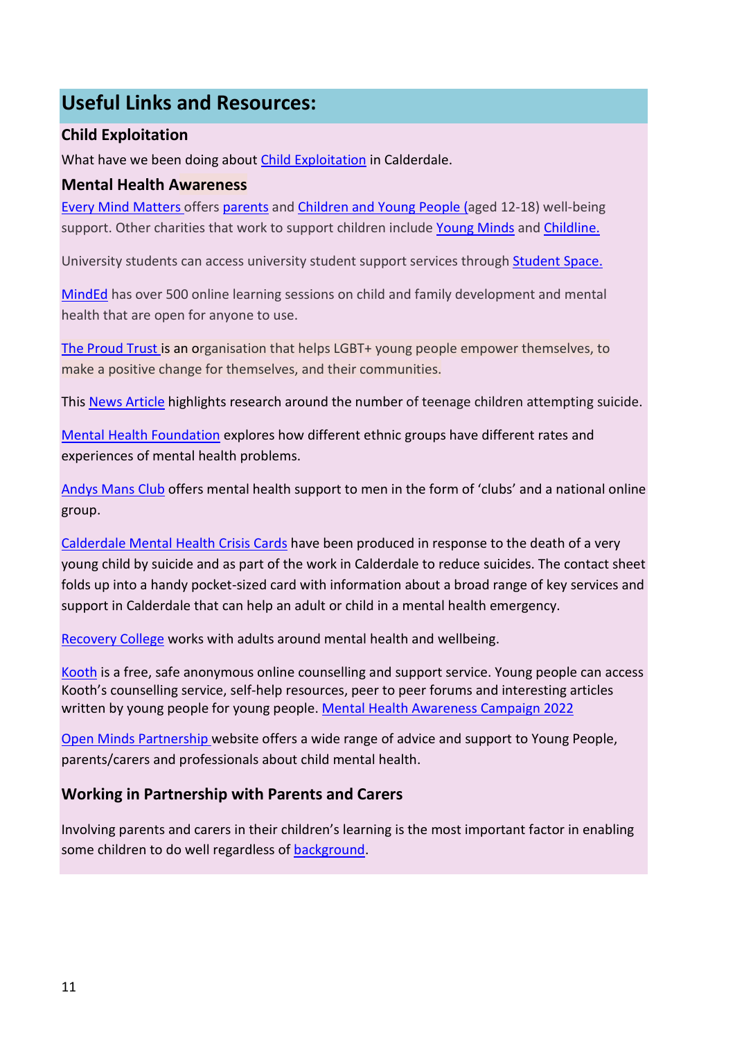## Useful Links and Resources:

### Child Exploitation

What have we been doing about Child Exploitation in Calderdale.

### Mental Health Awareness

Every Mind Matters offers parents and Children and Young People (aged 12-18) well-being support. Other charities that work to support children include Young Minds and Childline.

University students can access university student support services through Student Space.

MindEd has over 500 online learning sessions on child and family development and mental health that are open for anyone to use.

The Proud Trust is an organisation that helps LGBT+ young people empower themselves, to make a positive change for themselves, and their communities.

This News Article highlights research around the number of teenage children attempting suicide.

Mental Health Foundation explores how different ethnic groups have different rates and experiences of mental health problems.

Andys Mans Club offers mental health support to men in the form of 'clubs' and a national online group.

Calderdale Mental Health Crisis Cards have been produced in response to the death of a very young child by suicide and as part of the work in Calderdale to reduce suicides. The contact sheet folds up into a handy pocket-sized card with information about a broad range of key services and support in Calderdale that can help an adult or child in a mental health emergency.

Recovery College works with adults around mental health and wellbeing.

Kooth is a free, safe anonymous online counselling and support service. Young people can access Kooth's counselling service, self-help resources, peer to peer forums and interesting articles written by young people for young people. Mental Health Awareness Campaign 2022

Open Minds Partnership website offers a wide range of advice and support to Young People, parents/carers and professionals about child mental health.

### Working in Partnership with Parents and Carers

Involving parents and carers in their children's learning is the most important factor in enabling some children to do well regardless of background.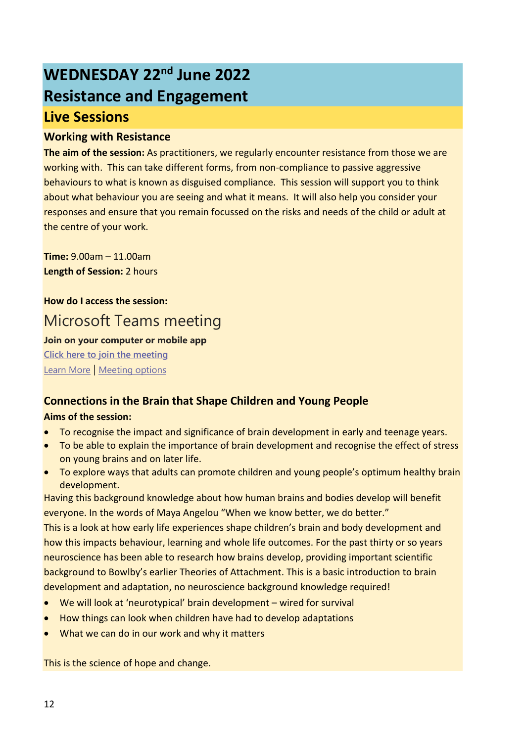# WEDNESDAY 22nd June 2022
# Resistance and Engagement

## Live Sessions

### Working with Resistance

**The aim of the session:** As practitioners, we regularly encounter resistance from those we are working with. This can take different forms, from non-compliance to passive aggressive behaviours to what is known as disguised compliance. This session will support you to think about what behaviour you are seeing and what it means. It will also help you consider your responses and ensure that you remain focussed on the risks and needs of the child or adult at the centre of your work.

**Time:** 9.00am – 11.00am
**Length of Session:** 2 hours

**How do I access the session:**

Microsoft Teams meeting

**Join on your computer or mobile app**

Click here to join the meeting

Learn More | Meeting options

### Connections in the Brain that Shape Children and Young People

**Aims of the session:**

- To recognise the impact and significance of brain development in early and teenage years.
- To be able to explain the importance of brain development and recognise the effect of stress on young brains and on later life.
- To explore ways that adults can promote children and young people's optimum healthy brain development.

Having this background knowledge about how human brains and bodies develop will benefit everyone. In the words of Maya Angelou "When we know better, we do better."

This is a look at how early life experiences shape children's brain and body development and how this impacts behaviour, learning and whole life outcomes. For the past thirty or so years neuroscience has been able to research how brains develop, providing important scientific background to Bowlby's earlier Theories of Attachment. This is a basic introduction to brain development and adaptation, no neuroscience background knowledge required!

- We will look at 'neurotypical' brain development – wired for survival
- How things can look when children have had to develop adaptations
- What we can do in our work and why it matters

This is the science of hope and change.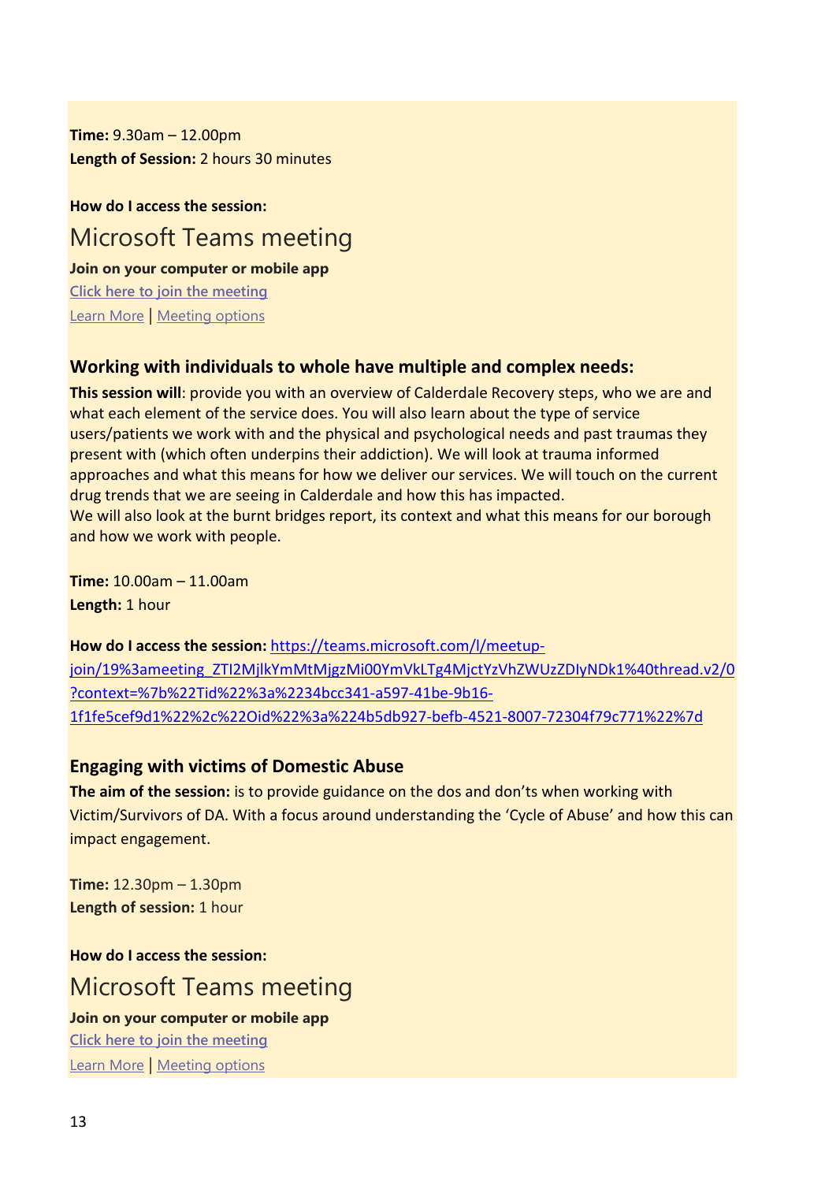**Time:** 9.30am – 12.00pm
**Length of Session:** 2 hours 30 minutes

**How do I access the session:**

Microsoft Teams meeting

**Join on your computer or mobile app**
Click here to join the meeting
Learn More | Meeting options

### Working with individuals to whole have multiple and complex needs:

**This session will**: provide you with an overview of Calderdale Recovery steps, who we are and what each element of the service does. You will also learn about the type of service users/patients we work with and the physical and psychological needs and past traumas they present with (which often underpins their addiction). We will look at trauma informed approaches and what this means for how we deliver our services. We will touch on the current drug trends that we are seeing in Calderdale and how this has impacted.
We will also look at the burnt bridges report, its context and what this means for our borough and how we work with people.

**Time:** 10.00am – 11.00am
**Length:** 1 hour

**How do I access the session:** https://teams.microsoft.com/l/meetup-join/19%3ameeting_ZTI2MjlkYmMtMjgzMi00YmVkLTg4MjctYzVhZWUzZDIyNDk1%40thread.v2/0?context=%7b%22Tid%22%3a%2234bcc341-a597-41be-9b16-1f1fe5cef9d1%22%2c%22Oid%22%3a%224b5db927-befb-4521-8007-72304f79c771%22%7d

### Engaging with victims of Domestic Abuse

**The aim of the session:** is to provide guidance on the dos and don'ts when working with Victim/Survivors of DA. With a focus around understanding the 'Cycle of Abuse' and how this can impact engagement.

**Time:** 12.30pm – 1.30pm
**Length of session:** 1 hour

**How do I access the session:**

Microsoft Teams meeting

**Join on your computer or mobile app**
Click here to join the meeting
Learn More | Meeting options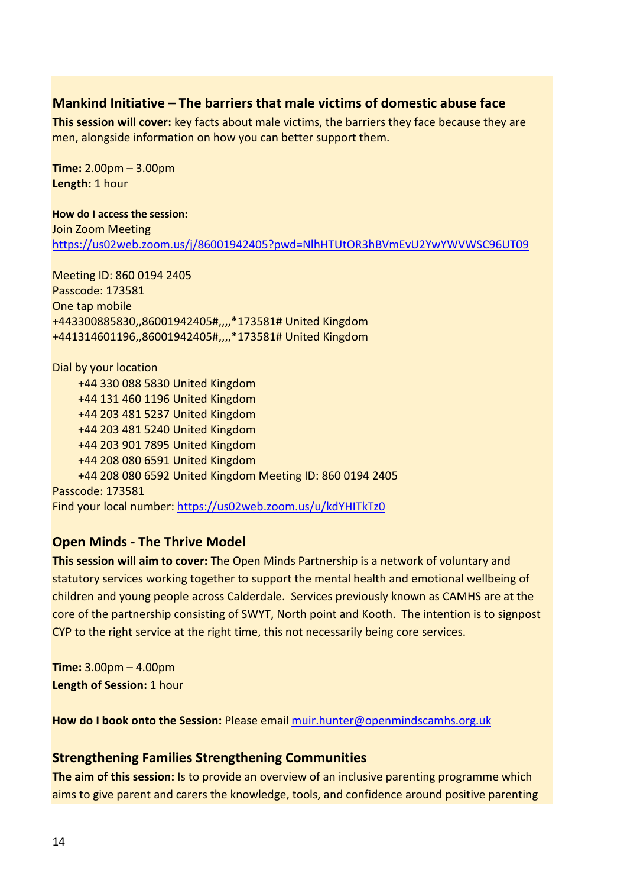### Mankind Initiative – The barriers that male victims of domestic abuse face

**This session will cover:** key facts about male victims, the barriers they face because they are men, alongside information on how you can better support them.

**Time:** 2.00pm – 3.00pm
**Length:** 1 hour

**How do I access the session:**
Join Zoom Meeting
https://us02web.zoom.us/j/86001942405?pwd=NlhHTUtOR3hBVmEvU2YwYWVWSC96UT09

Meeting ID: 860 0194 2405
Passcode: 173581
One tap mobile
+443300885830,,86001942405#,,,,*173581# United Kingdom
+441314601196,,86001942405#,,,,*173581# United Kingdom

Dial by your location
+44 330 088 5830 United Kingdom
+44 131 460 1196 United Kingdom
+44 203 481 5237 United Kingdom
+44 203 481 5240 United Kingdom
+44 203 901 7895 United Kingdom
+44 208 080 6591 United Kingdom
+44 208 080 6592 United Kingdom Meeting ID: 860 0194 2405
Passcode: 173581
Find your local number: https://us02web.zoom.us/u/kdYHITkTz0

### Open Minds - The Thrive Model

**This session will aim to cover:** The Open Minds Partnership is a network of voluntary and statutory services working together to support the mental health and emotional wellbeing of children and young people across Calderdale. Services previously known as CAMHS are at the core of the partnership consisting of SWYT, North point and Kooth. The intention is to signpost CYP to the right service at the right time, this not necessarily being core services.

**Time:** 3.00pm – 4.00pm
**Length of Session:** 1 hour

**How do I book onto the Session:** Please email muir.hunter@openmindscamhs.org.uk

### Strengthening Families Strengthening Communities

**The aim of this session:** Is to provide an overview of an inclusive parenting programme which aims to give parent and carers the knowledge, tools, and confidence around positive parenting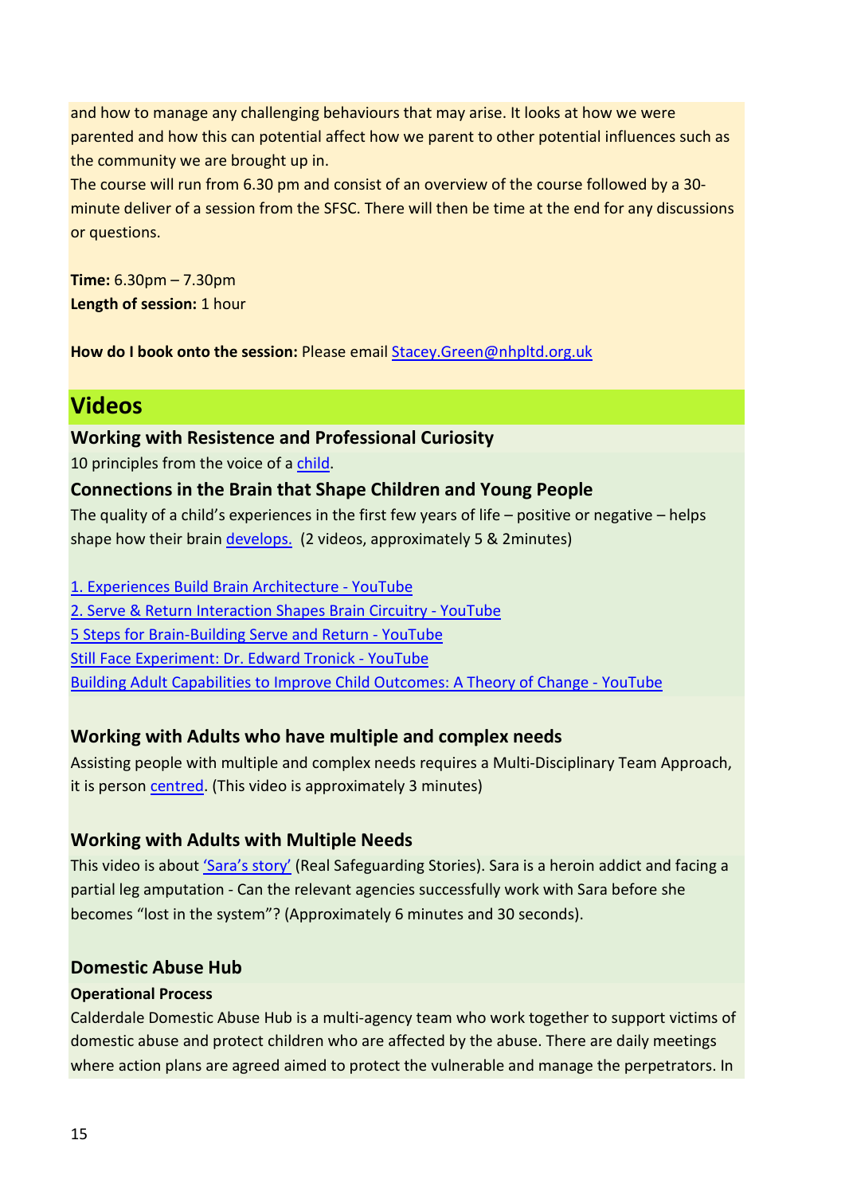and how to manage any challenging behaviours that may arise. It looks at how we were parented and how this can potential affect how we parent to other potential influences such as the community we are brought up in.
The course will run from 6.30 pm and consist of an overview of the course followed by a 30-minute deliver of a session from the SFSC. There will then be time at the end for any discussions or questions.

**Time:** 6.30pm – 7.30pm
**Length of session:** 1 hour

**How do I book onto the session:** Please email Stacey.Green@nhpltd.org.uk

## Videos

### Working with Resistence and Professional Curiosity

10 principles from the voice of a child.

### Connections in the Brain that Shape Children and Young People

The quality of a child's experiences in the first few years of life – positive or negative – helps shape how their brain develops. (2 videos, approximately 5 & 2minutes)

1. Experiences Build Brain Architecture - YouTube
2. Serve & Return Interaction Shapes Brain Circuitry - YouTube

5 Steps for Brain-Building Serve and Return - YouTube
Still Face Experiment: Dr. Edward Tronick - YouTube
Building Adult Capabilities to Improve Child Outcomes: A Theory of Change - YouTube

### Working with Adults who have multiple and complex needs

Assisting people with multiple and complex needs requires a Multi-Disciplinary Team Approach, it is person centred. (This video is approximately 3 minutes)

### Working with Adults with Multiple Needs

This video is about 'Sara's story' (Real Safeguarding Stories). Sara is a heroin addict and facing a partial leg amputation - Can the relevant agencies successfully work with Sara before she becomes "lost in the system"? (Approximately 6 minutes and 30 seconds).

### Domestic Abuse Hub

**Operational Process**

Calderdale Domestic Abuse Hub is a multi-agency team who work together to support victims of domestic abuse and protect children who are affected by the abuse. There are daily meetings where action plans are agreed aimed to protect the vulnerable and manage the perpetrators. In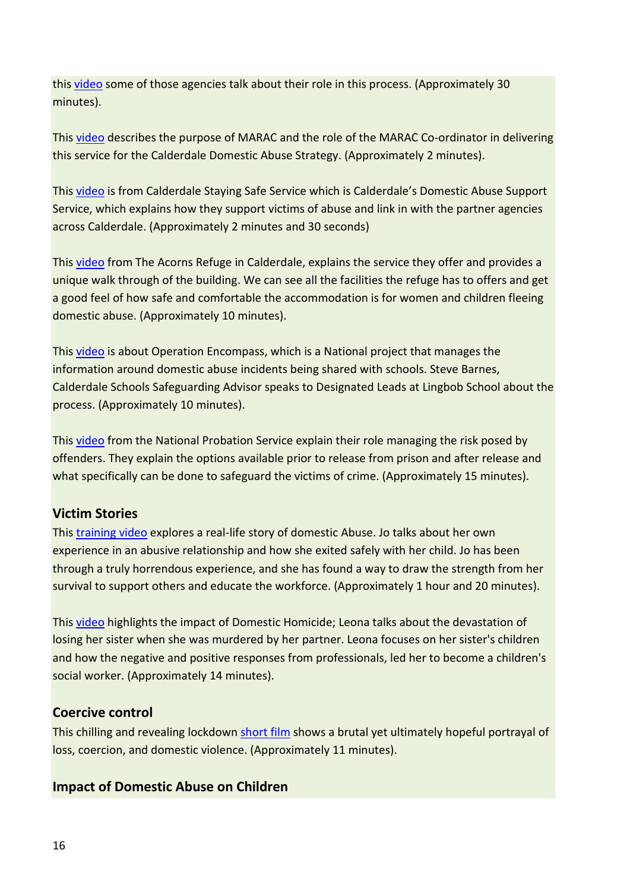this video some of those agencies talk about their role in this process. (Approximately 30 minutes).

This video describes the purpose of MARAC and the role of the MARAC Co-ordinator in delivering this service for the Calderdale Domestic Abuse Strategy. (Approximately 2 minutes).

This video is from Calderdale Staying Safe Service which is Calderdale's Domestic Abuse Support Service, which explains how they support victims of abuse and link in with the partner agencies across Calderdale. (Approximately 2 minutes and 30 seconds)

This video from The Acorns Refuge in Calderdale, explains the service they offer and provides a unique walk through of the building. We can see all the facilities the refuge has to offers and get a good feel of how safe and comfortable the accommodation is for women and children fleeing domestic abuse. (Approximately 10 minutes).

This video is about Operation Encompass, which is a National project that manages the information around domestic abuse incidents being shared with schools. Steve Barnes, Calderdale Schools Safeguarding Advisor speaks to Designated Leads at Lingbob School about the process. (Approximately 10 minutes).

This video from the National Probation Service explain their role managing the risk posed by offenders. They explain the options available prior to release from prison and after release and what specifically can be done to safeguard the victims of crime. (Approximately 15 minutes).

### Victim Stories

This training video explores a real-life story of domestic Abuse. Jo talks about her own experience in an abusive relationship and how she exited safely with her child. Jo has been through a truly horrendous experience, and she has found a way to draw the strength from her survival to support others and educate the workforce. (Approximately 1 hour and 20 minutes).

This video highlights the impact of Domestic Homicide; Leona talks about the devastation of losing her sister when she was murdered by her partner. Leona focuses on her sister's children and how the negative and positive responses from professionals, led her to become a children's social worker. (Approximately 14 minutes).

### Coercive control

This chilling and revealing lockdown short film shows a brutal yet ultimately hopeful portrayal of loss, coercion, and domestic violence. (Approximately 11 minutes).

### Impact of Domestic Abuse on Children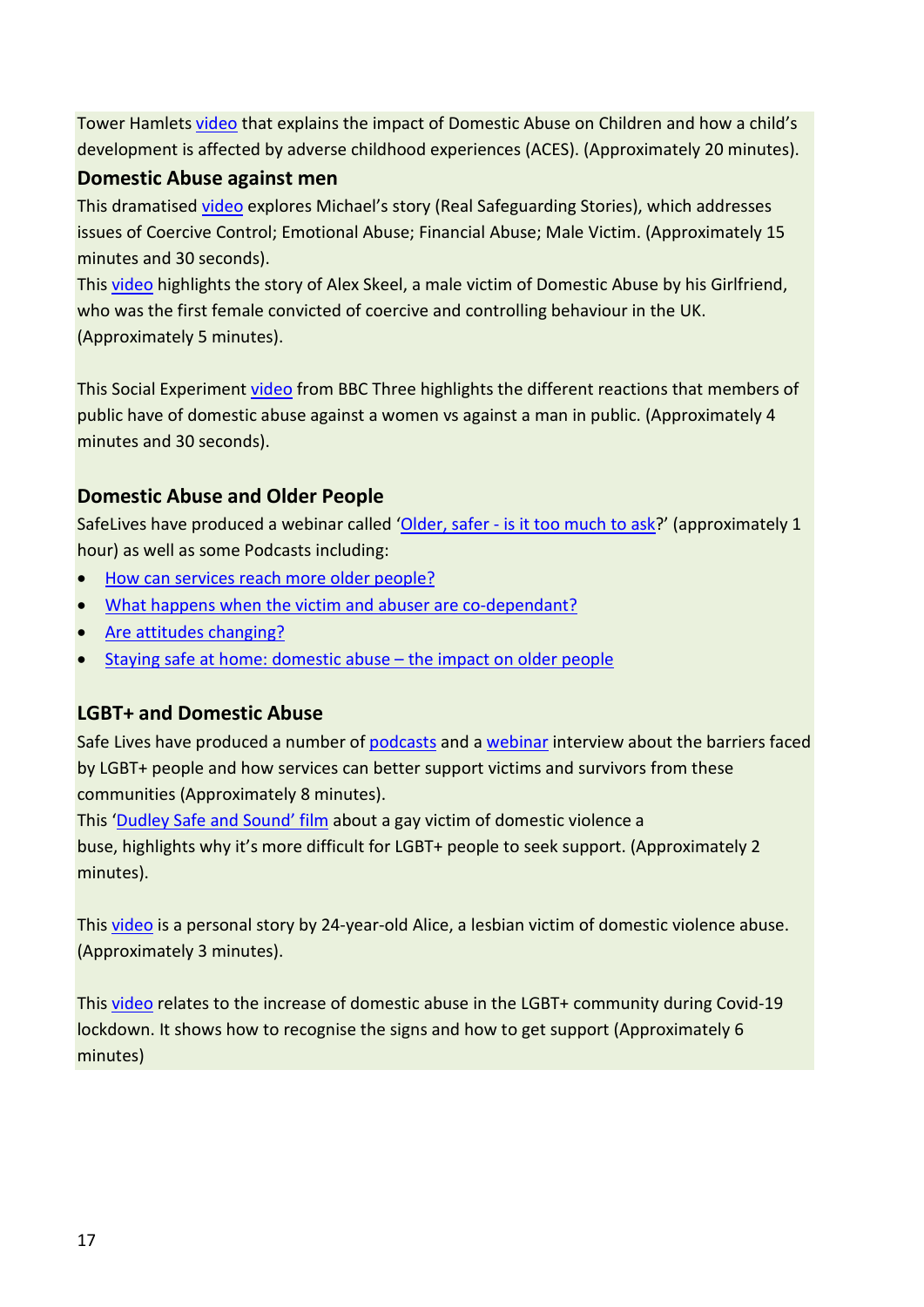Tower Hamlets video that explains the impact of Domestic Abuse on Children and how a child's development is affected by adverse childhood experiences (ACES). (Approximately 20 minutes).

### Domestic Abuse against men

This dramatised video explores Michael's story (Real Safeguarding Stories), which addresses issues of Coercive Control; Emotional Abuse; Financial Abuse; Male Victim. (Approximately 15 minutes and 30 seconds).

This video highlights the story of Alex Skeel, a male victim of Domestic Abuse by his Girlfriend, who was the first female convicted of coercive and controlling behaviour in the UK. (Approximately 5 minutes).

This Social Experiment video from BBC Three highlights the different reactions that members of public have of domestic abuse against a women vs against a man in public. (Approximately 4 minutes and 30 seconds).

### Domestic Abuse and Older People

SafeLives have produced a webinar called 'Older, safer - is it too much to ask?' (approximately 1 hour) as well as some Podcasts including:

- How can services reach more older people?
- What happens when the victim and abuser are co-dependant?
- Are attitudes changing?
- Staying safe at home: domestic abuse – the impact on older people

### LGBT+ and Domestic Abuse

Safe Lives have produced a number of podcasts and a webinar interview about the barriers faced by LGBT+ people and how services can better support victims and survivors from these communities (Approximately 8 minutes).

This 'Dudley Safe and Sound' film about a gay victim of domestic violence a
buse, highlights why it's more difficult for LGBT+ people to seek support. (Approximately 2 minutes).

This video is a personal story by 24-year-old Alice, a lesbian victim of domestic violence abuse. (Approximately 3 minutes).

This video relates to the increase of domestic abuse in the LGBT+ community during Covid-19 lockdown. It shows how to recognise the signs and how to get support (Approximately 6 minutes)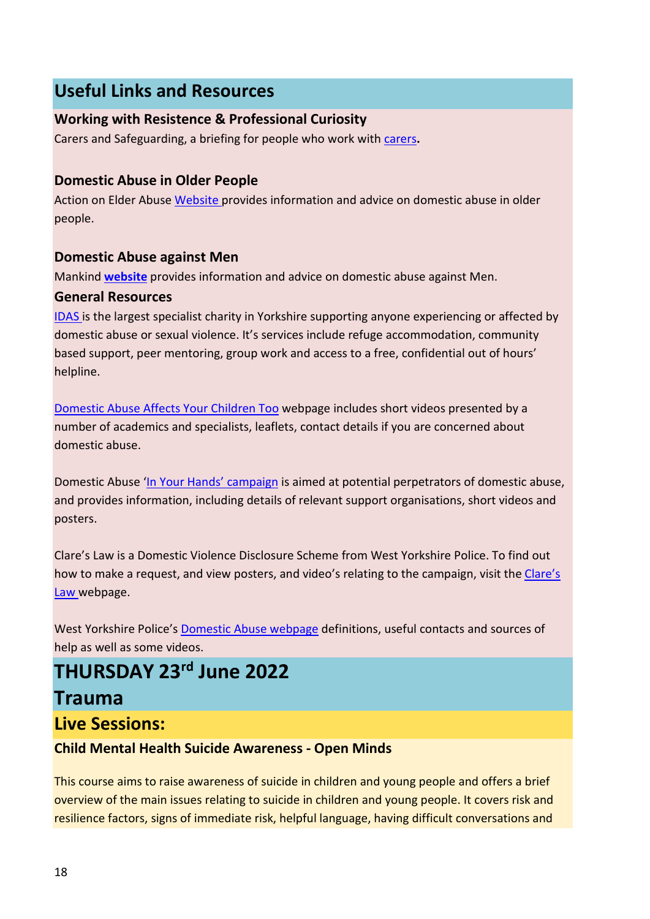## Useful Links and Resources

### Working with Resistence & Professional Curiosity

Carers and Safeguarding, a briefing for people who work with carers**.**

### Domestic Abuse in Older People

Action on Elder Abuse Website provides information and advice on domestic abuse in older people.

### Domestic Abuse against Men

Mankind **website** provides information and advice on domestic abuse against Men.

### General Resources

IDAS is the largest specialist charity in Yorkshire supporting anyone experiencing or affected by domestic abuse or sexual violence. It's services include refuge accommodation, community based support, peer mentoring, group work and access to a free, confidential out of hours' helpline.

Domestic Abuse Affects Your Children Too webpage includes short videos presented by a number of academics and specialists, leaflets, contact details if you are concerned about domestic abuse.

Domestic Abuse 'In Your Hands' campaign is aimed at potential perpetrators of domestic abuse, and provides information, including details of relevant support organisations, short videos and posters.

Clare's Law is a Domestic Violence Disclosure Scheme from West Yorkshire Police. To find out how to make a request, and view posters, and video's relating to the campaign, visit the Clare's Law webpage.

West Yorkshire Police's Domestic Abuse webpage definitions, useful contacts and sources of help as well as some videos.

# THURSDAY 23rd June 2022

# Trauma

## Live Sessions:

### Child Mental Health Suicide Awareness - Open Minds

This course aims to raise awareness of suicide in children and young people and offers a brief overview of the main issues relating to suicide in children and young people. It covers risk and resilience factors, signs of immediate risk, helpful language, having difficult conversations and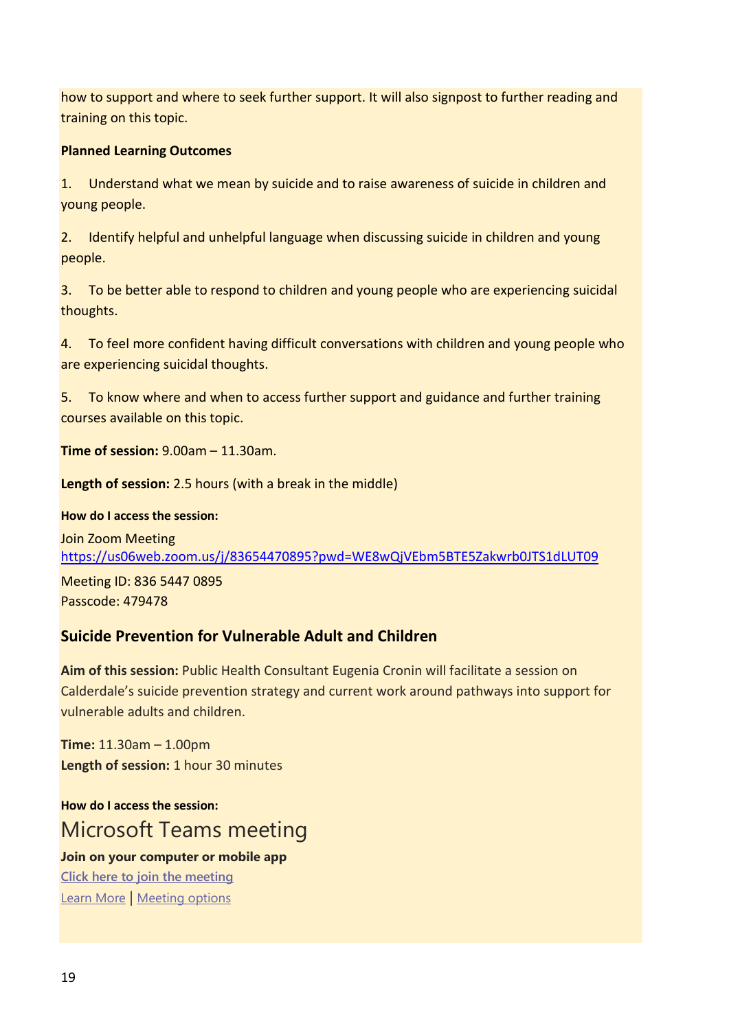how to support and where to seek further support. It will also signpost to further reading and training on this topic.

**Planned Learning Outcomes**

1. Understand what we mean by suicide and to raise awareness of suicide in children and young people.

2. Identify helpful and unhelpful language when discussing suicide in children and young people.

3. To be better able to respond to children and young people who are experiencing suicidal thoughts.

4. To feel more confident having difficult conversations with children and young people who are experiencing suicidal thoughts.

5. To know where and when to access further support and guidance and further training courses available on this topic.

**Time of session:** 9.00am – 11.30am.

**Length of session:** 2.5 hours (with a break in the middle)

**How do I access the session:**

Join Zoom Meeting
https://us06web.zoom.us/j/83654470895?pwd=WE8wQjVEbm5BTE5Zakwrb0JTS1dLUT09

Meeting ID: 836 5447 0895
Passcode: 479478

### Suicide Prevention for Vulnerable Adult and Children

**Aim of this session:** Public Health Consultant Eugenia Cronin will facilitate a session on Calderdale's suicide prevention strategy and current work around pathways into support for vulnerable adults and children.

**Time:** 11.30am – 1.00pm
**Length of session:** 1 hour 30 minutes

**How do I access the session:**

Microsoft Teams meeting

**Join on your computer or mobile app**
Click here to join the meeting
Learn More | Meeting options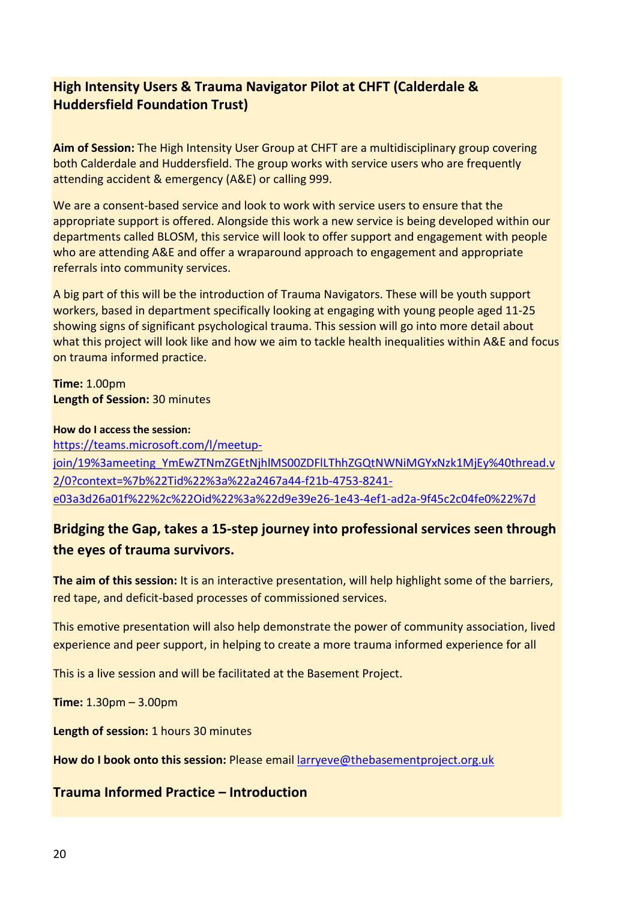## High Intensity Users & Trauma Navigator Pilot at CHFT (Calderdale & Huddersfield Foundation Trust)

**Aim of Session:** The High Intensity User Group at CHFT are a multidisciplinary group covering both Calderdale and Huddersfield. The group works with service users who are frequently attending accident & emergency (A&E) or calling 999.

We are a consent-based service and look to work with service users to ensure that the appropriate support is offered. Alongside this work a new service is being developed within our departments called BLOSM, this service will look to offer support and engagement with people who are attending A&E and offer a wraparound approach to engagement and appropriate referrals into community services.

A big part of this will be the introduction of Trauma Navigators. These will be youth support workers, based in department specifically looking at engaging with young people aged 11-25 showing signs of significant psychological trauma. This session will go into more detail about what this project will look like and how we aim to tackle health inequalities within A&E and focus on trauma informed practice.

**Time:** 1.00pm
**Length of Session:** 30 minutes

**How do I access the session:**
https://teams.microsoft.com/l/meetup-join/19%3ameeting_YmEwZTNmZGEtNjhlMS00ZDFlLThhZGQtNWNiMGYxNzk1MjEy%40thread.v2/0?context=%7b%22Tid%22%3a%22a2467a44-f21b-4753-8241-e03a3d26a01f%22%2c%22Oid%22%3a%22d9e39e26-1e43-4ef1-ad2a-9f45c2c04fe0%22%7d

## Bridging the Gap, takes a 15-step journey into professional services seen through the eyes of trauma survivors.

**The aim of this session:** It is an interactive presentation, will help highlight some of the barriers, red tape, and deficit-based processes of commissioned services.

This emotive presentation will also help demonstrate the power of community association, lived experience and peer support, in helping to create a more trauma informed experience for all

This is a live session and will be facilitated at the Basement Project.

**Time:** 1.30pm – 3.00pm

**Length of session:** 1 hours 30 minutes

**How do I book onto this session:** Please email larryeve@thebasementproject.org.uk

## Trauma Informed Practice – Introduction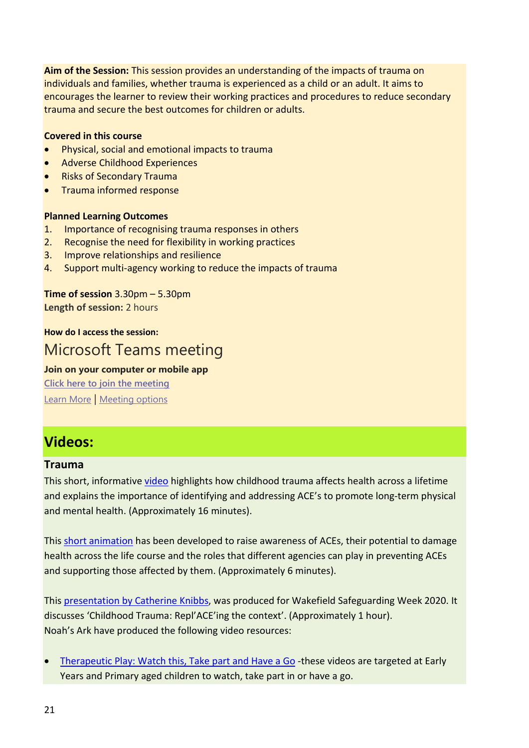**Aim of the Session:** This session provides an understanding of the impacts of trauma on individuals and families, whether trauma is experienced as a child or an adult. It aims to encourages the learner to review their working practices and procedures to reduce secondary trauma and secure the best outcomes for children or adults.

**Covered in this course**

- Physical, social and emotional impacts to trauma
- Adverse Childhood Experiences
- Risks of Secondary Trauma
- Trauma informed response

**Planned Learning Outcomes**

1. Importance of recognising trauma responses in others
2. Recognise the need for flexibility in working practices
3. Improve relationships and resilience
4. Support multi-agency working to reduce the impacts of trauma

**Time of session** 3.30pm – 5.30pm
**Length of session:** 2 hours

**How do I access the session:**

Microsoft Teams meeting

**Join on your computer or mobile app**

Click here to join the meeting

Learn More | Meeting options

## Videos:

### Trauma

This short, informative video highlights how childhood trauma affects health across a lifetime and explains the importance of identifying and addressing ACE's to promote long-term physical and mental health. (Approximately 16 minutes).

This short animation has been developed to raise awareness of ACEs, their potential to damage health across the life course and the roles that different agencies can play in preventing ACEs and supporting those affected by them. (Approximately 6 minutes).

This presentation by Catherine Knibbs, was produced for Wakefield Safeguarding Week 2020. It discusses 'Childhood Trauma: Repl'ACE'ing the context'. (Approximately 1 hour).
Noah's Ark have produced the following video resources:

- Therapeutic Play: Watch this, Take part and Have a Go -these videos are targeted at Early Years and Primary aged children to watch, take part in or have a go.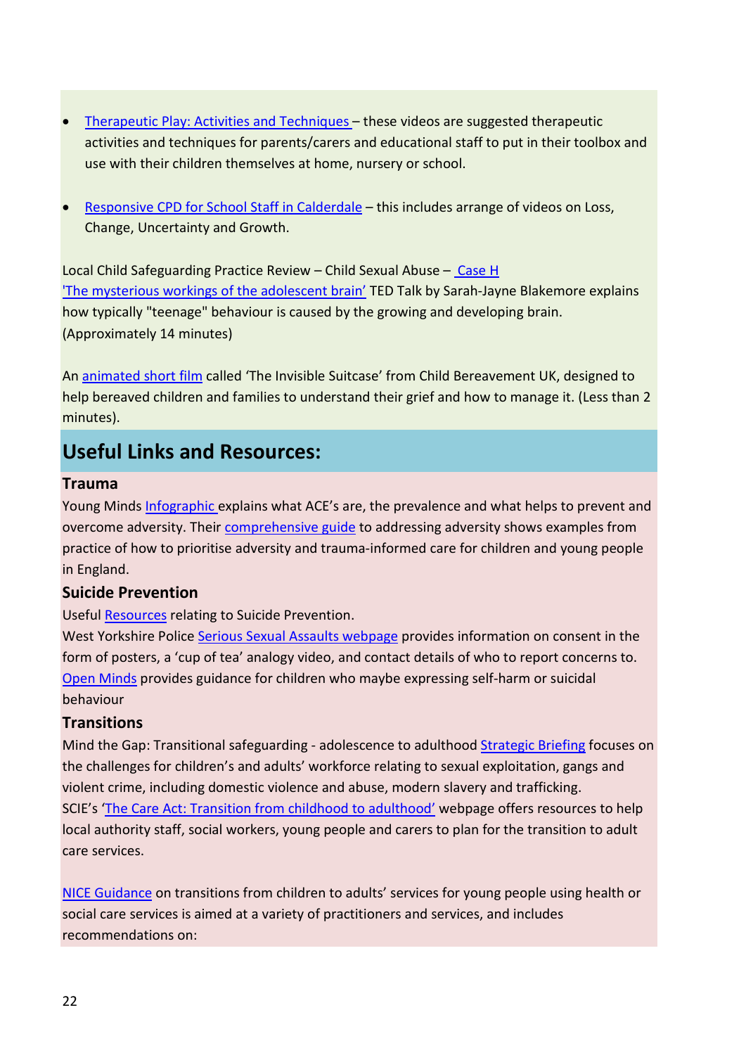- Therapeutic Play: Activities and Techniques – these videos are suggested therapeutic activities and techniques for parents/carers and educational staff to put in their toolbox and use with their children themselves at home, nursery or school.

- Responsive CPD for School Staff in Calderdale – this includes arrange of videos on Loss, Change, Uncertainty and Growth.

Local Child Safeguarding Practice Review – Child Sexual Abuse – Case H
'The mysterious workings of the adolescent brain' TED Talk by Sarah-Jayne Blakemore explains how typically "teenage" behaviour is caused by the growing and developing brain. (Approximately 14 minutes)

An animated short film called 'The Invisible Suitcase' from Child Bereavement UK, designed to help bereaved children and families to understand their grief and how to manage it. (Less than 2 minutes).

## Useful Links and Resources:

### Trauma

Young Minds Infographic explains what ACE's are, the prevalence and what helps to prevent and overcome adversity. Their comprehensive guide to addressing adversity shows examples from practice of how to prioritise adversity and trauma-informed care for children and young people in England.

### Suicide Prevention

Useful Resources relating to Suicide Prevention.
West Yorkshire Police Serious Sexual Assaults webpage provides information on consent in the form of posters, a 'cup of tea' analogy video, and contact details of who to report concerns to.
Open Minds provides guidance for children who maybe expressing self-harm or suicidal behaviour

### Transitions

Mind the Gap: Transitional safeguarding - adolescence to adulthood Strategic Briefing focuses on the challenges for children's and adults' workforce relating to sexual exploitation, gangs and violent crime, including domestic violence and abuse, modern slavery and trafficking.
SCIE's 'The Care Act: Transition from childhood to adulthood' webpage offers resources to help local authority staff, social workers, young people and carers to plan for the transition to adult care services.

NICE Guidance on transitions from children to adults' services for young people using health or social care services is aimed at a variety of practitioners and services, and includes recommendations on: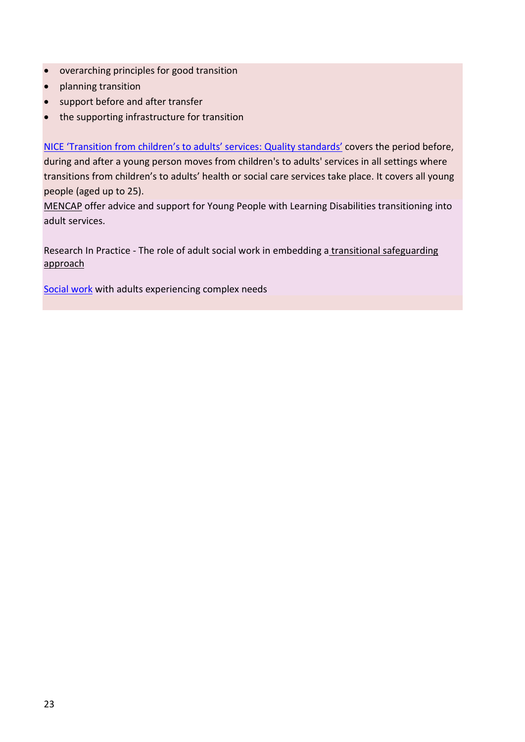- overarching principles for good transition
- planning transition
- support before and after transfer
- the supporting infrastructure for transition

NICE 'Transition from children's to adults' services: Quality standards' covers the period before, during and after a young person moves from children's to adults' services in all settings where transitions from children's to adults' health or social care services take place. It covers all young people (aged up to 25).

MENCAP offer advice and support for Young People with Learning Disabilities transitioning into adult services.

Research In Practice - The role of adult social work in embedding a transitional safeguarding approach

Social work with adults experiencing complex needs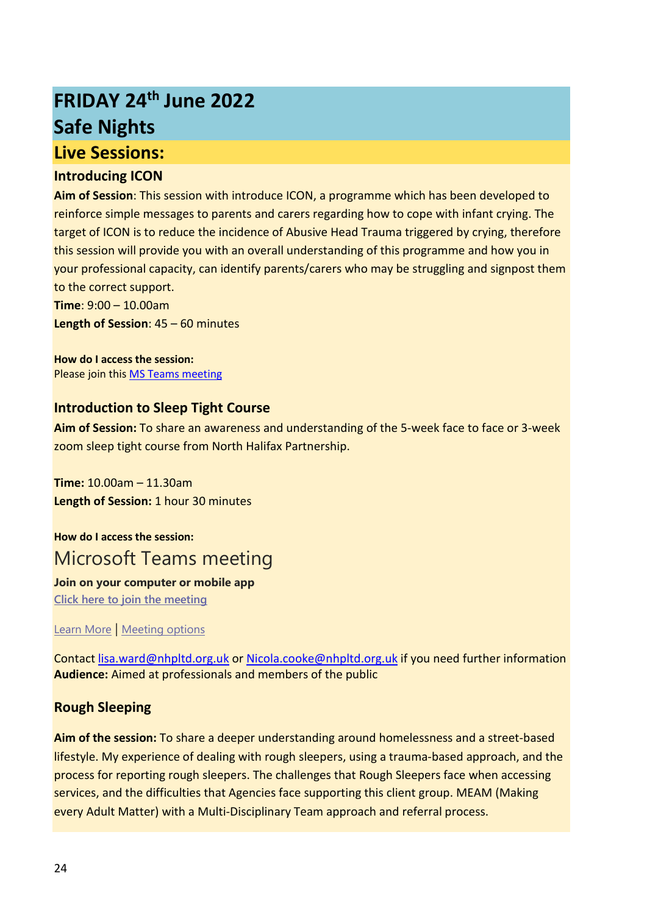# FRIDAY 24th June 2022
# Safe Nights

## Live Sessions:

### Introducing ICON

**Aim of Session**: This session with introduce ICON, a programme which has been developed to reinforce simple messages to parents and carers regarding how to cope with infant crying. The target of ICON is to reduce the incidence of Abusive Head Trauma triggered by crying, therefore this session will provide you with an overall understanding of this programme and how you in your professional capacity, can identify parents/carers who may be struggling and signpost them to the correct support.

**Time**: 9:00 – 10.00am

**Length of Session**: 45 – 60 minutes

**How do I access the session:**

Please join this MS Teams meeting

### Introduction to Sleep Tight Course

**Aim of Session:** To share an awareness and understanding of the 5-week face to face or 3-week zoom sleep tight course from North Halifax Partnership.

**Time:** 10.00am – 11.30am

**Length of Session:** 1 hour 30 minutes

**How do I access the session:**

Microsoft Teams meeting

**Join on your computer or mobile app**

Click here to join the meeting

Learn More | Meeting options

Contact lisa.ward@nhpltd.org.uk or Nicola.cooke@nhpltd.org.uk if you need further information

**Audience:** Aimed at professionals and members of the public

### Rough Sleeping

**Aim of the session:** To share a deeper understanding around homelessness and a street-based lifestyle. My experience of dealing with rough sleepers, using a trauma-based approach, and the process for reporting rough sleepers. The challenges that Rough Sleepers face when accessing services, and the difficulties that Agencies face supporting this client group. MEAM (Making every Adult Matter) with a Multi-Disciplinary Team approach and referral process.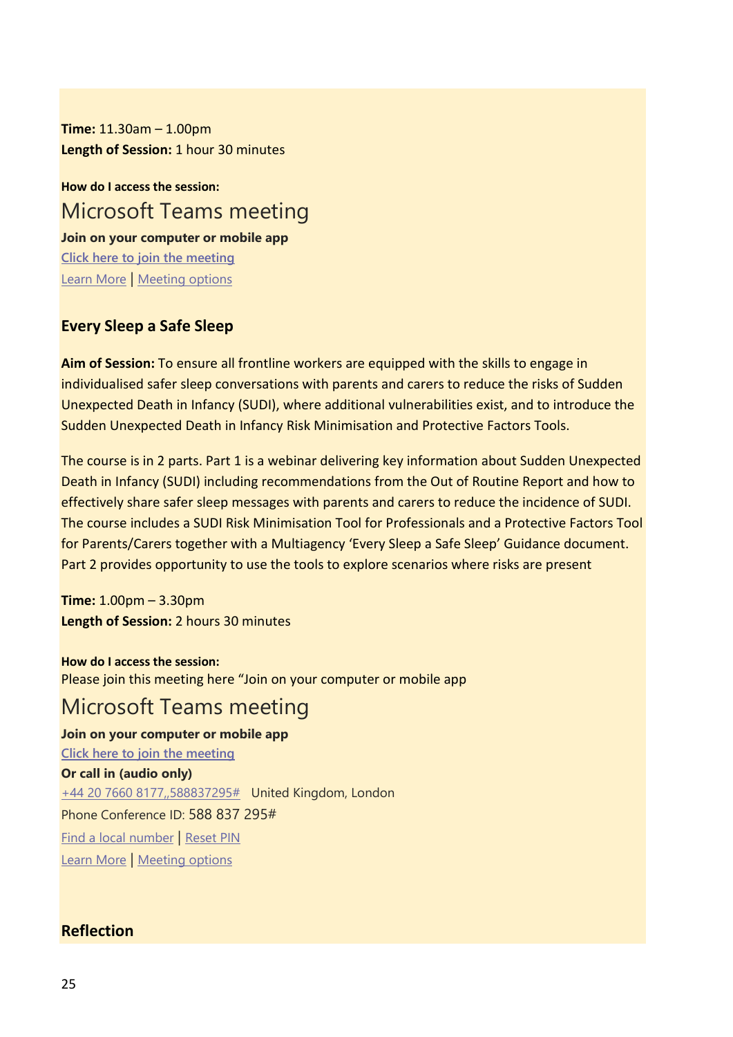**Time:** 11.30am – 1.00pm
**Length of Session:** 1 hour 30 minutes

**How do I access the session:**

Microsoft Teams meeting

**Join on your computer or mobile app**

Click here to join the meeting

Learn More | Meeting options

### Every Sleep a Safe Sleep

**Aim of Session:** To ensure all frontline workers are equipped with the skills to engage in individualised safer sleep conversations with parents and carers to reduce the risks of Sudden Unexpected Death in Infancy (SUDI), where additional vulnerabilities exist, and to introduce the Sudden Unexpected Death in Infancy Risk Minimisation and Protective Factors Tools.

The course is in 2 parts. Part 1 is a webinar delivering key information about Sudden Unexpected Death in Infancy (SUDI) including recommendations from the Out of Routine Report and how to effectively share safer sleep messages with parents and carers to reduce the incidence of SUDI. The course includes a SUDI Risk Minimisation Tool for Professionals and a Protective Factors Tool for Parents/Carers together with a Multiagency 'Every Sleep a Safe Sleep' Guidance document. Part 2 provides opportunity to use the tools to explore scenarios where risks are present

**Time:** 1.00pm – 3.30pm
**Length of Session:** 2 hours 30 minutes

**How do I access the session:**
Please join this meeting here "Join on your computer or mobile app

Microsoft Teams meeting

**Join on your computer or mobile app**

Click here to join the meeting

**Or call in (audio only)**

+44 20 7660 8177,,588837295#   United Kingdom, London

Phone Conference ID: 588 837 295#

Find a local number | Reset PIN

Learn More | Meeting options

### Reflection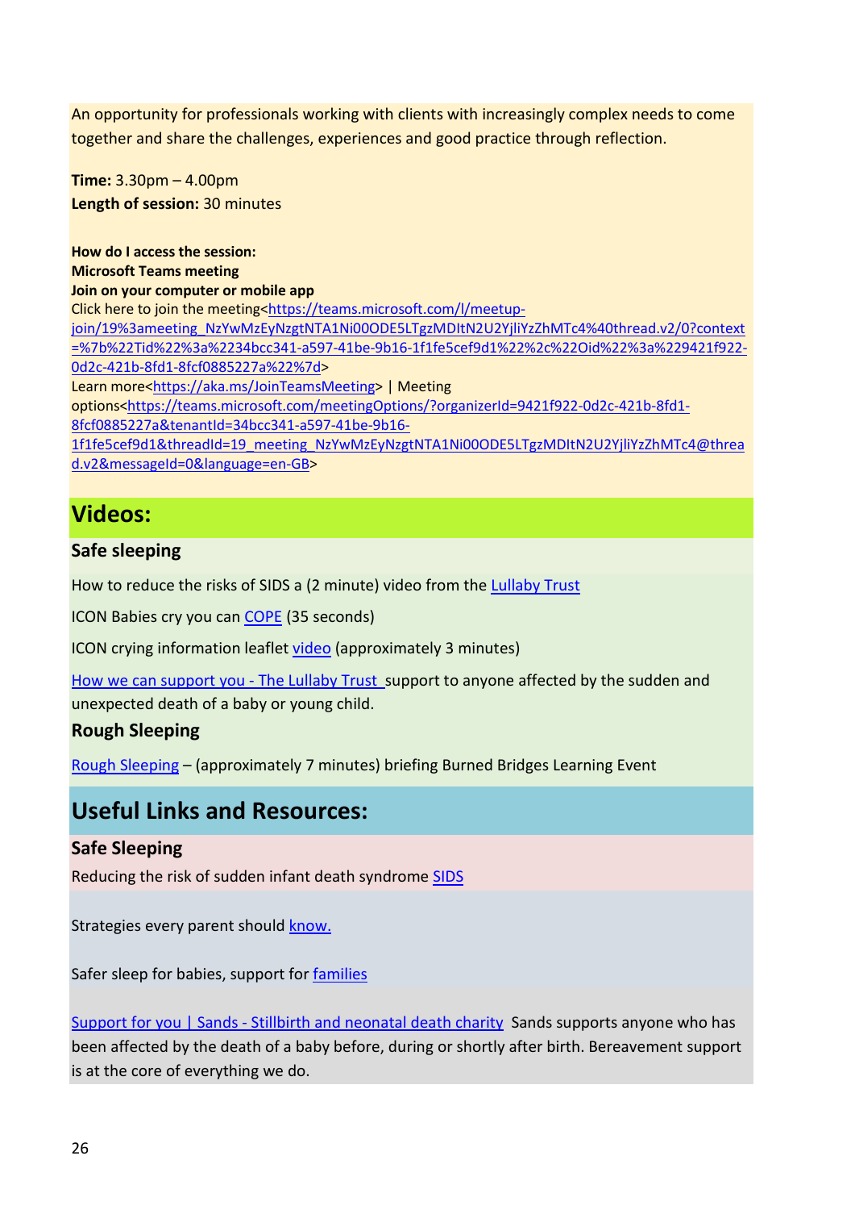An opportunity for professionals working with clients with increasingly complex needs to come together and share the challenges, experiences and good practice through reflection.

**Time:** 3.30pm – 4.00pm
**Length of session:** 30 minutes

**How do I access the session:**
**Microsoft Teams meeting**
**Join on your computer or mobile app**
Click here to join the meeting<https://teams.microsoft.com/l/meetup-join/19%3ameeting_NzYwMzEyNzgtNTA1Ni00ODE5LTgzMDItN2U2YjliYzZhMTc4%40thread.v2/0?context=%7b%22Tid%22%3a%2234bcc341-a597-41be-9b16-1f1fe5cef9d1%22%2c%22Oid%22%3a%229421f922-0d2c-421b-8fd1-8fcf0885227a%22%7d>
Learn more<https://aka.ms/JoinTeamsMeeting> | Meeting options<https://teams.microsoft.com/meetingOptions/?organizerId=9421f922-0d2c-421b-8fd1-8fcf0885227a&tenantId=34bcc341-a597-41be-9b16-1f1fe5cef9d1&threadId=19_meeting_NzYwMzEyNzgtNTA1Ni00ODE5LTgzMDItN2U2YjliYzZhMTc4@thread.v2&messageId=0&language=en-GB>

## Videos:

### Safe sleeping

How to reduce the risks of SIDS a (2 minute) video from the Lullaby Trust

ICON Babies cry you can COPE (35 seconds)

ICON crying information leaflet video (approximately 3 minutes)

How we can support you - The Lullaby Trust support to anyone affected by the sudden and unexpected death of a baby or young child.

### Rough Sleeping

Rough Sleeping – (approximately 7 minutes) briefing Burned Bridges Learning Event

## Useful Links and Resources:

### Safe Sleeping

Reducing the risk of sudden infant death syndrome SIDS

Strategies every parent should know.

Safer sleep for babies, support for families

Support for you | Sands - Stillbirth and neonatal death charity Sands supports anyone who has been affected by the death of a baby before, during or shortly after birth. Bereavement support is at the core of everything we do.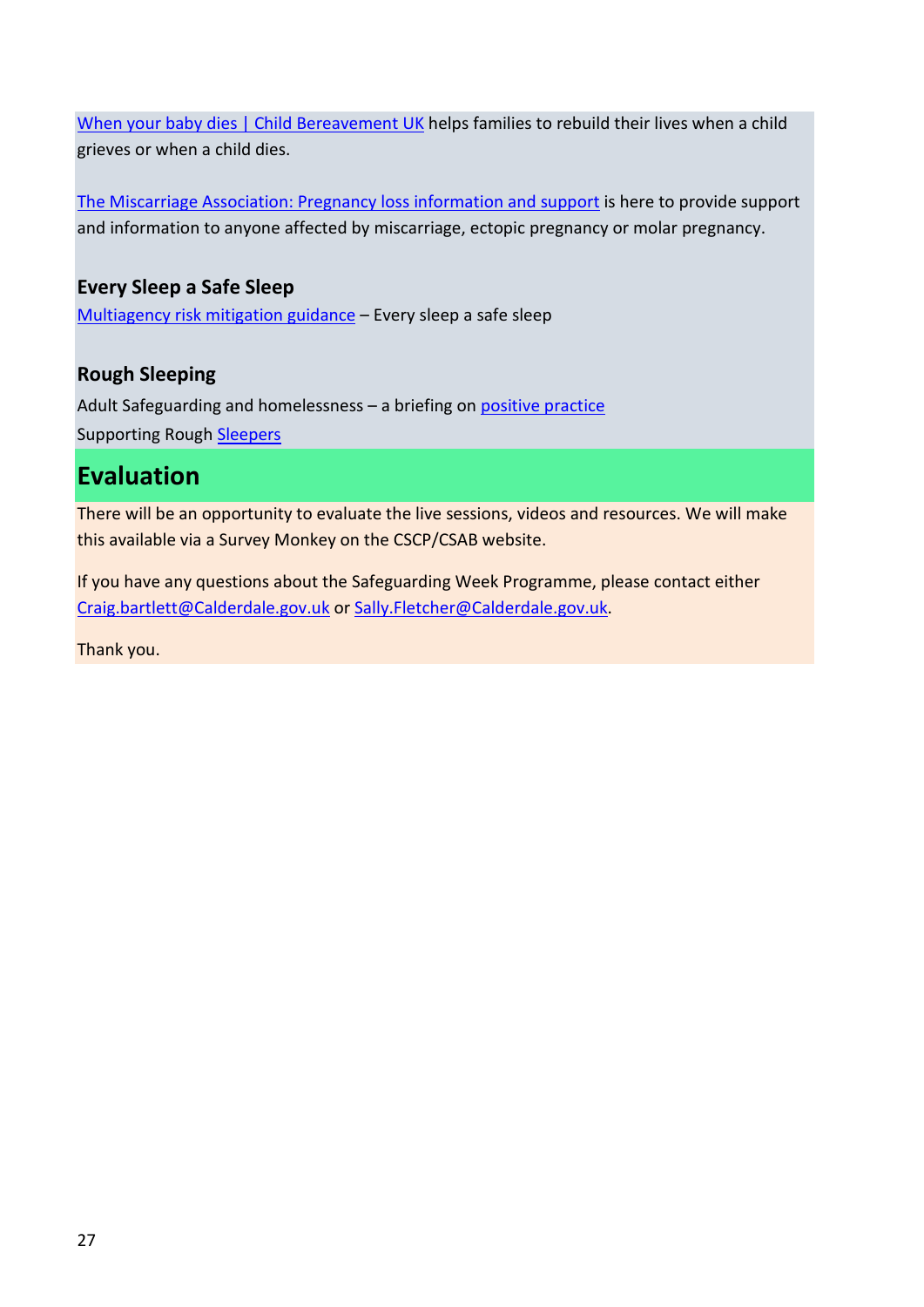When your baby dies | Child Bereavement UK helps families to rebuild their lives when a child grieves or when a child dies.

The Miscarriage Association: Pregnancy loss information and support is here to provide support and information to anyone affected by miscarriage, ectopic pregnancy or molar pregnancy.

### Every Sleep a Safe Sleep

Multiagency risk mitigation guidance – Every sleep a safe sleep

### Rough Sleeping

Adult Safeguarding and homelessness – a briefing on positive practice

Supporting Rough Sleepers

## Evaluation

There will be an opportunity to evaluate the live sessions, videos and resources. We will make this available via a Survey Monkey on the CSCP/CSAB website.

If you have any questions about the Safeguarding Week Programme, please contact either Craig.bartlett@Calderdale.gov.uk or Sally.Fletcher@Calderdale.gov.uk.

Thank you.